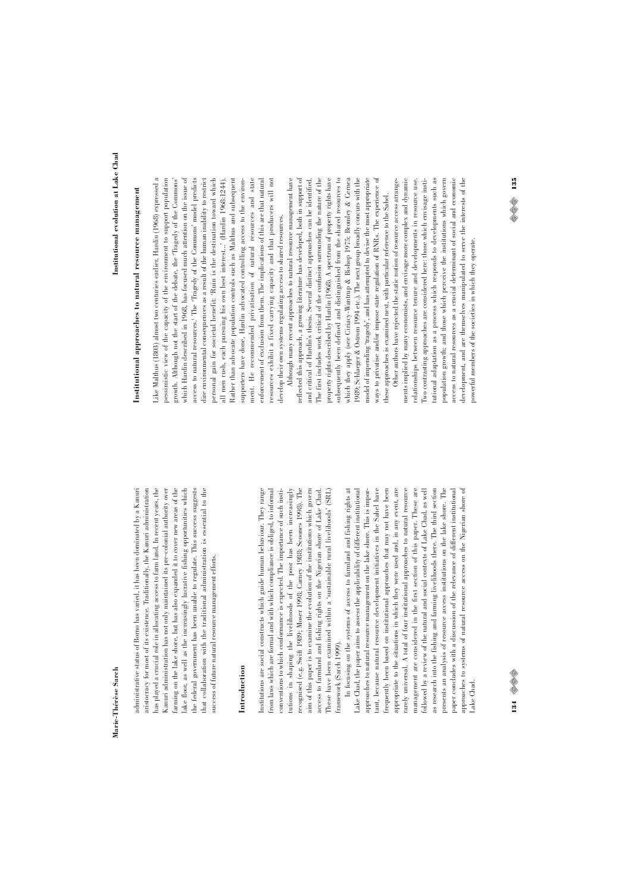administrative status of Borno has varied, it has been dominated by a Kanuri aristocracy for most of its existence. Traditionally, the Kanuri administration has played a crucial role in allocating access to farm land. In recent years, the Kanuri administration has not only maintained its pre-colonial authority over farming on the lake shore, but has also expanded it to cover new areas of the lake floor, as well as the increasingly lucrative fishing opportunities which the federal government has been unable to regulate. This success suggests that collaboration with the traditional administration is essential to the success of future natural resource management efforts.

## Introduction

Institutions are social constructs which guide human behaviour. They range from laws which are formal and with which compliance is obliged, to informal conventions to which conformance is expected. The importance of such institutions in shaping the livelihoods of the poor has been increasingly recognised (e.g. Swift 1989; Moser 1998; Carney 1998; Scoones 1998). The aim of this paper is to examine the evolution of the institutions which govern access to farmland and fishing rights on the Nigerian shore of Lake Chad. These have been examined within a 'sustainable rural livelihoods' (SRL) framework (Sarch 1999).

In focusing on the systems of access to farmland and fishing rights at Lake Chad, the paper aims to assess the applicability of different institutional approaches to natural resource management on the lake shore. This is important, because natural resource development initiatives in the Sahel have frequently been based on institutional approaches that may not have been appropriate to the situations in which they were used and, in any event, are rarely universal. A total of four institutional approaches to natural resource management are considered in the first section of this paper. These are followed by a review of the natural and social contexts of Lake Chad, as well as research into the fishing and farming livelihoods there. The third section presents an analysis of resource access institutions on the lake shore. The paper concludes with a discussion of the relevance of different institutional approaches to systems of natural resource access on the Nigerian shore of Lake Chad.

## Institutional approaches to natural resource management

Like Malthus (1803) almost two centuries earlier, Hardin (1968) expressed a pessimistic view of the capacity of the environment to support population growth. Although not the start of the debate, the 'Tragedy of the Commons' which Hardin described in 1968, has focused much attention on the issue of access to natural resources.[1] The 'Tragedy of the Commons' model predicts dire environmental consequences as a result of the human inability to restrict personal gain for societal benefit: 'Ruin is the destination toward which all men rush, each pursuing his own best interest...' (Hardin 1968:1244). Rather than advocate population controls such as Malthus and subsequent supporters have done, Hardin advocated controlling access to the environment. He recommended privatisation of natural resources and state enforcement of exclusion from them. The implications of this are that natural resources exhibit a fixed carrying capacity and that producers will not develop their own systems regulating access to shared resources.

Although many recent approaches to natural resource management have reflected this approach, a growing literature has developed, both in support of and critical of Hardin's thesis. Several distinct approaches can be identified. The first includes work critical of the confusion surrounding the nature of the property rights described by Hardin (1968). A spectrum of property rights have subsequently been defined and distinguished from the shared resources to which they apply (see Ciriacy-Wantrup & Bishop 1975; Bromley & Cernea 1989; Schlager & Ostrom 1994 etc.). The next group broadly concurs with the model of impending 'tragedy', and has attempted to devise the most appropriate ways to privatise and/or impose state regulation of RNRs. The experience of these approaches is examined next, with particular reference to the Sahel.

Other authors have rejected the static notion of resource access arrangements implied by many economists, and envisage more complex and dynamic relationships between resource tenure and developments in resource use. Two contrasting approaches are considered here: those which envisage institutional adaptation as a process which responds to developments such as population growth; and those which perceive the institutions which govern access to natural resources as a crucial determinant of social and economic development, and are themselves manipulated to serve the interests of the powerful members of the societies in which they operate.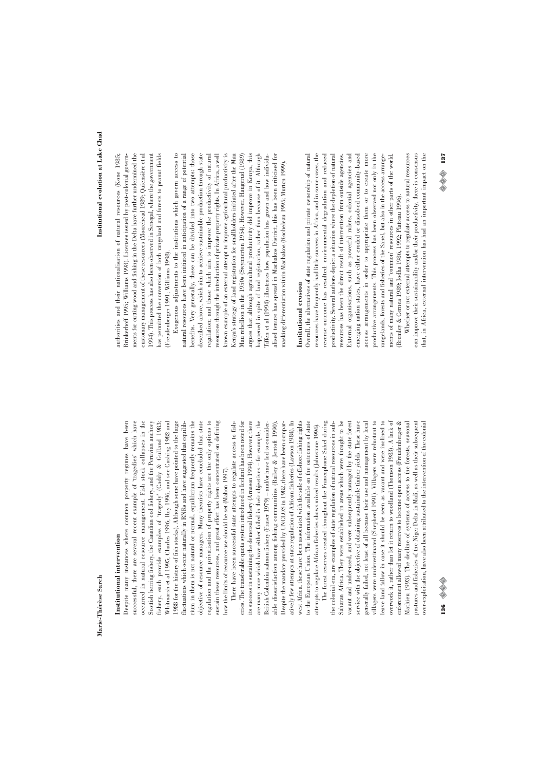## Institutional intervention

Despite many instances where common property regimes have been successful, there are several recent example of 'tragedies' which have occurred in natural resource management. Fish stock collapses in the Scottish herring fishery, the Canadian cod fishery, and the Peruvian anchovy fishery, each provide examples of 'tragedy' (Caddy & Gulland 1983; Whitmarsh et al 1995; Charles 1996; Roy 1996; and see Cushing 1982 and 1988 for the history of fish stocks). Although some have pointed to the large fluctuations which occur naturally in RNRs and have suggested that equilibrium in them is not natural or normal, equilibrium frequently remains the objective of resource managers. Many theorists have concluded that state regulation and the privatisation of property rights are the only options to sustain these resources, and great effort has been concentrated on defining how the limits of resource use should be set (Mahon 1997).

There have been successful state attempts to regulate access to fisheries. The transferable quota system introduced in Iceland has been noted for its success in sustaining the demersal fishery (Arnason 1994). However, there are many more which have either failed in their objectives – for example, the British Colombia salmon fishery (Fraser 1979) – and/or have led to considerable dissatisfaction among fishing communities (Bailey & Jentoft 1990). Despite the mandate provided by UNCLOS in 1982, there have been comparatively few attempts at state regulation of African fisheries (Lawson 1984). In west Africa, these have been associated with the sale of offshore fishing rights to the European Union. The information available on the outcomes of state attempts to regulate African fisheries shows mixed results (Johnstone 1996).

The forest reserves created throughout the Francophone Sahel during the colonial era, are examples of state regulation of natural resources in sub-Saharan Africa. They were established in areas which were thought to be vacant and under-used, and were subsequently managed by the state forest service with the objective of obtaining sustainable timber yields. These have generally failed, not least of all because their use and management by local villagers were underestimated (Shepherd 1991). Villagers were reluctant to leave land fallow in case it should be seen as vacant and were inclined to overwork it, rather than let it return to woodland (Thomson 1983). A lack of enforcement allowed many reserves to become open access (Freudenberger & Mathieu 1993). The decline of systems of access to the forests, seasonal pastures and fisheries of the Niger Delta in Mali, as well as their subsequent over-exploitation, have also been attributed to the intervention of the colonial authorities and their nationalisation of natural resources (Kone 1985; Brinkerhoff 1995; Williams 1998). Licenses issued by post-colonial governments for cutting wood and fishing in the Delta have further undermined the customary management of these resources (Moorehead 1989; Quiensière et al 1994). This process has also been observed in Senegal, where the government has permitted the conversion of both rangeland and forests to peanut fields (Freudenberger 1991; Williams 1998).

Exogenous adjustments to the institutions which govern access to natural resources have been initiated in anticipation of a range of potential benefits. Very generally, these can be divided into two attempts: those described above, which aim to achieve sustainable production through state regulation; and those which aim to improve the productivity of natural resources through the introduction of private property rights. In Africa, a well known example of an external attempt to improve agricultural productivity is Kenya's strategy of land registration for smallholders initiated after the Mau Mau rebellion in the 1950s (Swynnerton 1954). However, Haugerud (1989) argues that although agricultural productivity did improve in Kenya, this happened in spite of land registration, rather than because of it. Although Tiffen et al (1994) illustrates how population has grown and how individualised tenure has spread in Machakos District, this has been criticised for masking differentiation within Machakos (Rocheleau 1995; Murton 1999).

## Institutional erosion

Overall, the alternatives of state regulation and private ownership of natural resources have frequently had little success in Africa, and in some cases, the reverse outcome has resulted: environmental degradation and reduced productivity. Several authors depict a situation where the depletion of natural resources has been the direct result of intervention from outside agencies. External organisations, such as powerful rulers, colonial agencies and emerging nation states, have either eroded or dissolved community-based access arrangements in order to appropriate them or to create more productive arrangements. This process has been observed not only in the rangelands, forests and fisheries of the Sahel, but also in the access arrangements of many natural and 'common' resources in other parts of the world (Bromley & Cernea 1989; Jodha 1986, 1992; Platteau 1996).

Whether or not external attempts to regulate access to natural resources can improve their sustainability and/or their productivity, there is consensus that, in Africa, external intervention has had an important impact on the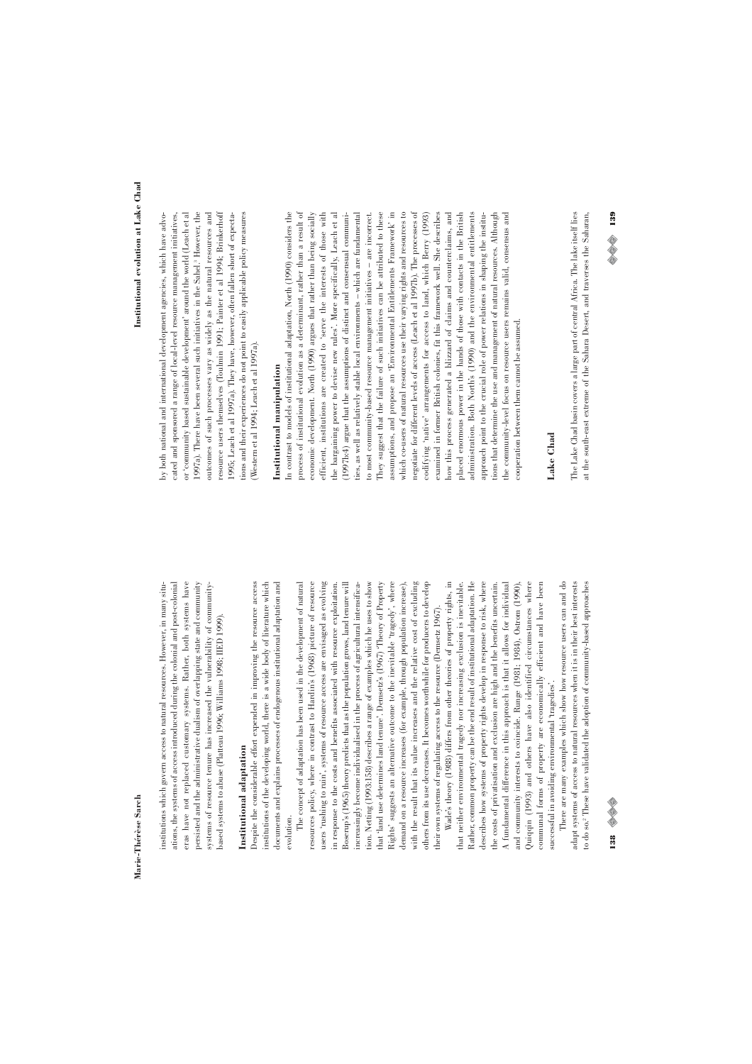institutions which govern access to natural resources. However, in many situations, the systems of access introduced during the colonial and post-colonial eras have not replaced customary systems. Rather, both systems have persisted and the administrative dualism of overlapping state and community systems of resource tenure has increased the vulnerability of community-based systems to abuse (Platteau 1996; Williams 1998; IIED 1999).

## Institutional adaptation

Despite the considerable effort expended in improving the resource access institutions of the developing world, there is a wide body of literature which documents and explains processes of endogenous institutional adaptation and evolution.

The concept of adaptation has been used in the development of natural resources policy, where in contrast to Hardin's (1968) picture of resource users 'rushing to ruin', systems of resource access are envisaged as evolving in response to the costs and benefits associated with resource exploitation. Boserup's (1965) theory predicts that as the population grows, land tenure will increasingly become individualised in the process of agricultural intensification. Netting (1993:158) describes a range of examples which he uses to show that 'land use determines land tenure'. Demsetz's (1967) 'Theory of Property Rights' suggests an alternative outcome to the inevitable 'tragedy', where demand on a resource increases (for example, through population increase), with the result that its value increases and the relative cost of excluding others from its use decreases. It becomes worthwhile for producers to develop their own systems of regulating access to the resource (Demsetz 1967).

Wade's theory (1988) differs from other theories of property rights, in that neither environmental tragedy nor increasing exclusion is inevitable. Rather, common property can be the end result of institutional adaptation. He describes how systems of property rights develop in response to risk, where the costs of privatisation and exclusion are high and the benefits uncertain. A fundamental difference in this approach is that it allows for individual and community interests to coincide. Runge (1981; 1984), Ostrom (1990), Quiggin (1993) and others have also identified circumstances where communal forms of property are economically efficient and have been successful in avoiding environmental 'tragedies'.

There are many examples which show how resource users can and do adapt systems of access to natural resources when it is in their best interests to do so.[2] These have validated the adoption of community-based approaches by both national and international development agencies, which have advocated and sponsored a range of local-level resource management initiatives, or 'community based sustainable development' around the world (Leach et al 1997a). There have been several such initiatives in the Sahel.[3] However, the outcomes of such processes vary as widely as the natural resources and resource users themselves (Toulmin 1991; Painter et al 1994; Brinkerhoff 1995; Leach et al 1997a). They have, however, often fallen short of expectations and their experiences do not point to easily applicable policy measures (Western et al 1994; Leach et al 1997a).

## Institutional manipulation

In contrast to models of institutional adaptation, North (1990) considers the process of institutional evolution as a determinant, rather than a result of economic development. North (1990) argues that rather than being socially efficient, institutions are created to 'serve the interests of those with the bargaining power to devise new rules'. More specifically, Leach et al (1997b:4) argue that the assumptions of distinct and consensual communities, as well as relatively stable local environments – which are fundamental to most community-based resource management initiatives – are incorrect. They suggest that the failure of such initiatives can be attributed to these assumptions, and propose an 'Environmental Entitlements Framework' in which co-users of natural resources use their varying rights and resources to negotiate for different levels of access (Leach et al 1997b). The processes of codifying 'native' arrangements for access to land, which Berry (1993) examined in former British colonies, fit this framework well. She describes how this process generated a blizzard of claims and counterclaims, and placed enormous power in the hands of those with contacts in the British administration. Both North's (1990) and the environmental entitlements approach point to the crucial role of power relations in shaping the institutions that determine the use and management of natural resources. Although the community-level focus on resource users remains valid, consensus and cooperation between them cannot be assumed.

## Lake Chad

The Lake Chad basin covers a large part of central Africa. The lake itself lies at the south-east extreme of the Sahara Desert, and traverses the Saharan,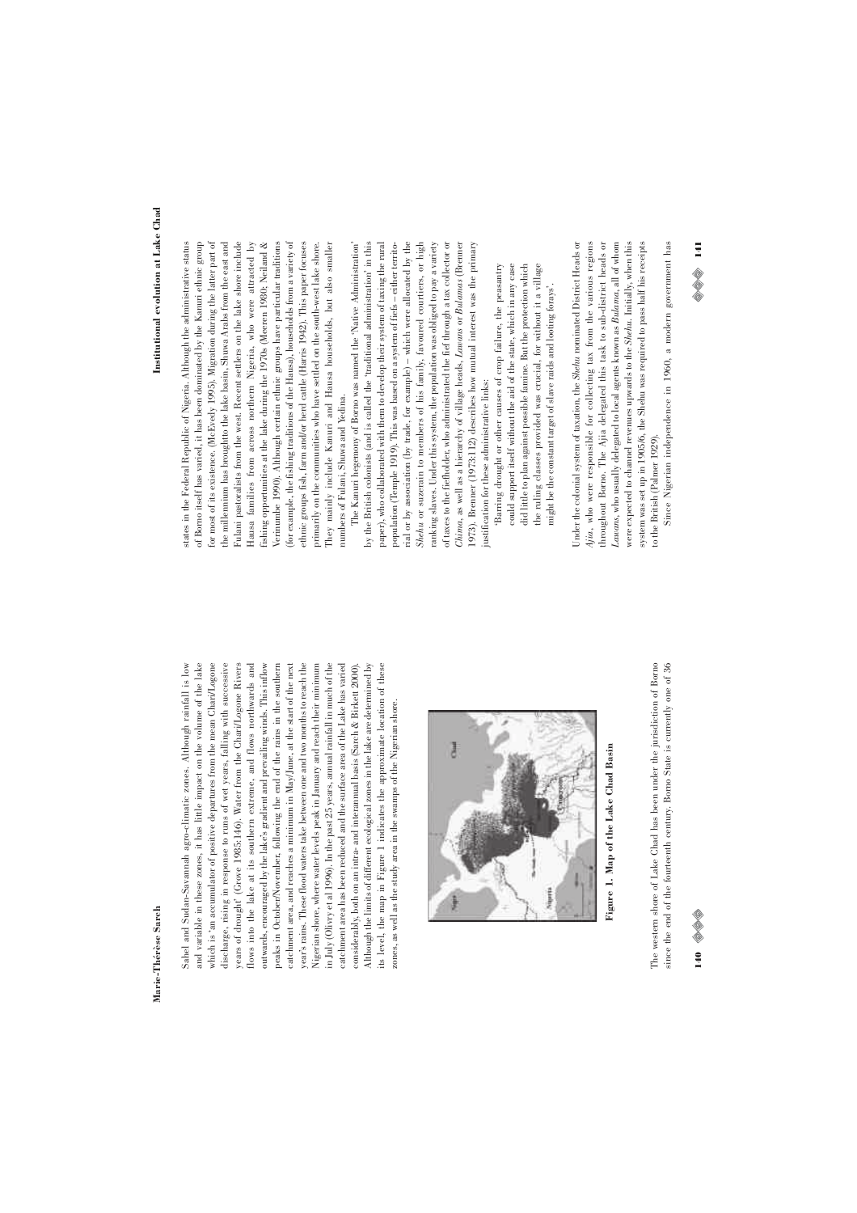Sahel and Sudan-Savannah agro-climatic zones. Although rainfall is low and variable in these zones, it has little impact on the volume of the lake which is 'an accumulator of positive departures from the mean Chari/Logone discharge, rising in response to runs of wet years, falling with successive years of drought' (Grove 1985:146). Water from the Chari/Logone Rivers flows into the lake at its southern extreme, and flows northwards and outwards, encouraged by the lake's gradient and prevailing winds. This inflow peaks in October/November, following the end of the rains in the southern catchment area, and reaches a minimum in May/June, at the start of the next year's rains. These flood waters take between one and two months to reach the Nigerian shore, where water levels peak in January and reach their minimum in July (Olivry et al 1996). In the past 25 years, annual rainfall in much of the catchment area has been reduced and the surface area of the Lake has varied considerably, both on an intra- and interannual basis (Sarch & Birkett 2000). Although the limits of different ecological zones in the lake are determined by its level, the map in Figure 1 indicates the approximate location of these zones, as well as the study area in the swamps of the Nigerian shore.

**Figure 1. Map of the Lake Chad Basin**

The western shore of Lake Chad has been under the jurisdiction of Borno since the end of the fourteenth century. Borno State is currently one of 36 states in the Federal Republic of Nigeria. Although the administrative status of Borno itself has varied, it has been dominated by the Kanuri ethnic group for most of its existence. (McEvedy 1995). Migration during the latter part of the millennium has broughtto the lake basin, Shuwa Arabs from the east and Fulani pastoralists from the west. Recent settlers on the lake shore include Hausa families from across northern Nigeria, who were attracted by fishing opportunities at the lake during the 1970s (Meeren 1980; Neiland & Verinumbe 1990). Although certain ethnic groups have particular traditions (for example, the fishing traditions of the Hausa), households from a variety of ethnic groups fish, farm and/or herd cattle (Harris 1942). This paper focuses primarily on the communities who have settled on the south-west lake shore. They mainly include Kanuri and Hausa households, but also smaller numbers of Fulani, Shuwa and Yedina.

The Kanuri hegemony of Borno was named the 'Native Administration' by the British colonists (and is called the 'traditional administration' in this paper), who collaborated with them to develop their system of taxing the rural population (Temple 1919). This was based on a system of fiefs – either territorial or by association (by trade, for example) – which were allocated by the *Shehu* or suzerain to members of his family, favoured courtiers, or high ranking slaves. Under this system, the population was obliged to pay a variety of taxes to the fiefholder, who administrated the fief through a tax collector or *Chima*, as well as a hierarchy of village heads, *Lawans* or *Bulamas* (Brenner 1973). Brenner (1973:112) describes how mutual interest was the primary justification for these administrative links:

> 'Barring drought or other causes of crop failure, the peasantry could support itself without the aid of the state, which in any case did little to plan against possible famine. But the protection which the ruling classes provided was crucial, for without it a village might be the constant target of slave raids and looting forays'.

Under the colonial system of taxation, the *Shehu* nominated District Heads or *Ajia*, who were responsible for collecting tax from the various regions throughout Borno. The Ajia delegated this task to sub-district heads or *Lawans*, who usually delegated to local agents known as *Bulama*, all of whom were expected to channel revenues upwards to the *Shehu*. Initially, when this system was set up in 1905/6, the Shehu was required to pass half his receipts to the British (Palmer 1929).

Since Nigerian independence in 1960, a modern government has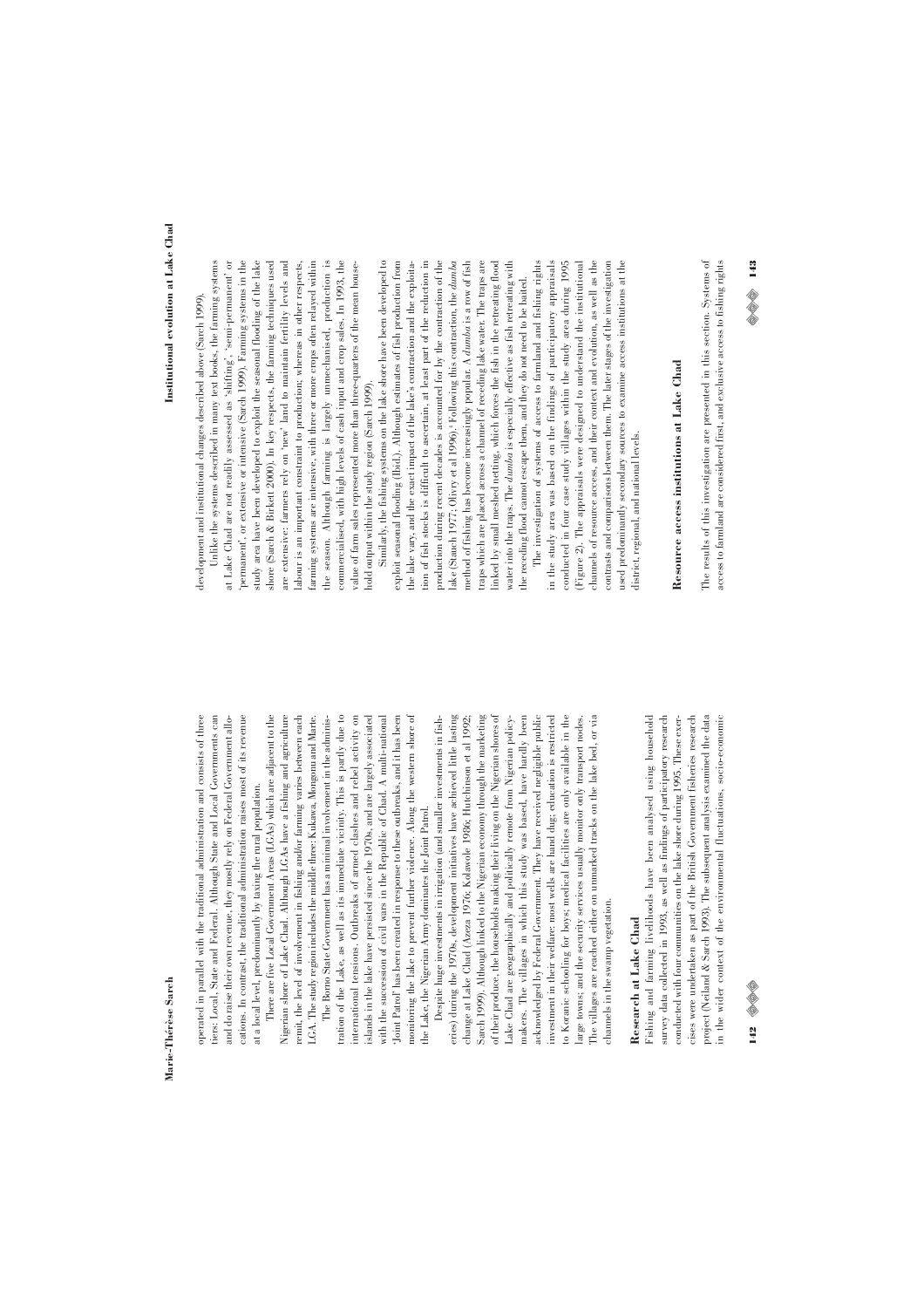operated in parallel with the traditional administration and consists of three tiers: Local, State and Federal. Although State and Local Governments can and do raise their own revenue, they mostly rely on Federal Government allocations. In contrast, the traditional administration raises most of its revenue at a local level, predominantly by taxing the rural population.

There are five Local Government Areas (LGAs) which are adjacent to the Nigerian shore of Lake Chad. Although LGAs have a fishing and agriculture remit, the level of involvement in fishing and/or farming varies between each LGA. The study region includes the middle three: Kukawa, Mongonu and Marte.

The Borno State Government has a minimal involvement in the administration of the Lake, as well as its immediate vicinity. This is partly due to international tensions. Outbreaks of armed clashes and rebel activity on islands in the lake have persisted since the 1970s, and are largely associated with the succession of civil wars in the Republic of Chad. A multi-national 'Joint Patrol' has been created in response to these outbreaks, and it has been monitoring the lake to prevent further violence. Along the western shore of the Lake, the Nigerian Army dominates the Joint Patrol.

Despite huge investments in irrigation (and smaller investments in fisheries) during the 1970s, development initiatives have achieved little lasting change at Lake Chad (Azeza 1976; Kolawole 1986; Hutchinson et al 1992; Sarch 1999). Although linked to the Nigerian economy through the marketing of their produce, the households making their living on the Nigerian shores of Lake Chad are geographically and politically remote from Nigerian policy-makers. The villages in which this study was based, have hardly been acknowledged by Federal Government. They have received negligible public investment in their welfare: most wells are hand dug; education is restricted to Koranic schooling for boys; medical facilities are only available in the large towns; and the security services usually monitor only transport nodes. The villages are reached either on unmarked tracks on the lake bed, or via channels in the swamp vegetation.

## Research at Lake Chad

Fishing and farming livelihoods have been analysed using household survey data collected in 1993, as well as findings of participatory research conducted with four communities on the lake shore during 1995. These exercises were undertaken as part of the British Government fisheries research project (Neiland & Sarch 1993). The subsequent analysis examined the data in the wider context of the environmental fluctuations, socio-economic development and institutional changes described above (Sarch 1999).

Unlike the systems described in many text books, the farming systems at Lake Chad are not readily assessed as 'shifting', 'semi-permanent' or 'permanent', or extensive or intensive (Sarch 1999). Farming systems in the study area have been developed to exploit the seasonal flooding of the lake shore (Sarch & Birkett 2000). In key respects, the farming techniques used are extensive: farmers rely on 'new' land to maintain fertility levels and labour is an important constraint to production; whereas in other respects, farming systems are intensive, with three or more crops often relayed within the season. Although farming is largely unmechanised, production is commercialised, with high levels of cash input and crop sales. In 1993, the value of farm sales represented more than three-quarters of the mean household output within the study region (Sarch 1999).

Similarly, the fishing systems on the lake shore have been developed to exploit seasonal flooding (Ibid.). Although estimates of fish production from the lake vary, and the exact impact of the lake's contraction and the exploitation of fish stocks is difficult to ascertain, at least part of the reduction in production during recent decades is accounted for by the contraction of the lake (Stauch 1977; Olivry et al 1996).¹ Following this contraction, the *dumba* method of fishing has become increasingly popular. A *dumba* is a row of fish traps which are placed across a channel of receding lake water. The traps are linked by small meshed netting, which forces the fish in the retreating flood water into the traps. The *dumba* is especially effective as fish retreating with the receding flood cannot escape them, and they do not need to be baited.

The investigation of systems of access to farmland and fishing rights in the study area was based on the findings of participatory appraisals conducted in four case study villages within the study area during 1995 (Figure 2). The appraisals were designed to understand the institutional channels of resource access, and their context and evolution, as well as the contrasts and comparisons between them. The later stages of the investigation used predominantly secondary sources to examine access institutions at the district, regional, and national levels.

## Resource access institutions at Lake Chad

The results of this investigation are presented in this section. Systems of access to farmland are considered first, and exclusive access to fishing rights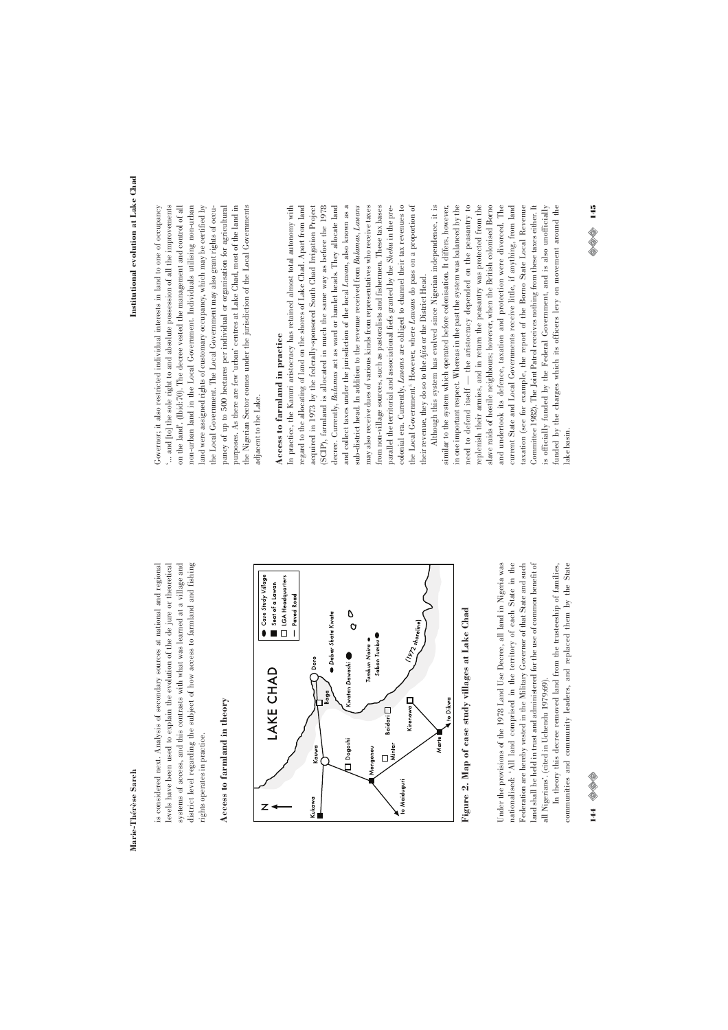is considered next. Analysis of secondary sources at national and regional levels have been used to explain the evolution of the de jure or theoretical systems of access, and this contrasts with what was learned at a village and district level regarding the subject of how access to farmland and fishing rights operates in practice.

## Access to farmland in theory

**Figure 2. Map of case study villages at Lake Chad**

Under the provisions of the 1978 Land Use Decree, all land in Nigeria was nationalised: 'All land comprised in the territory of each State in the Federation are hereby vested in the Military Governor of that State and such land shall be held in trust and administered for the use of common benefit of all Nigerians', (cited in Uchendu 1979:69).

In theory this decree removed land from the trusteeship of families, communities and community leaders, and replaced them by the State Governor; it also restricted individual interests in land to one of occupancy '… and [to] the sole right to and absolute possession of all the improvements on the land'. (Ibid:70). The decree vested the management and control of all non-urban land in the Local Government. Individuals utilising non-urban land were assigned rights of customary occupancy, which may be certified by the Local Government. The Local Government may also grant rights of occupancy of up to 500 hectares per individual or organisation for agricultural purposes. As there are few 'urban' centres at Lake Chad, most of the land in the Nigerian Sector comes under the jurisdiction of the Local Governments adjacent to the Lake.

## Access to farmland in practice

In practice, the Kanuri aristocracy has retained almost total autonomy with regard to the allocating of land on the shores of Lake Chad. Apart from land acquired in 1973 by the federally-sponsored South Chad Irrigation Project (SCIP), farmland is allocated in much the same way as before the 1978 decree. Currently, *Bulamas* act as ward or hamlet heads. They allocate land and collect taxes under the jurisdiction of the local *Lawan*, also known as a sub-district head. In addition to the revenue received from *Bulamas*, *Lawans* may also receive dues of various kinds from representatives who receive taxes from non-village sources, such as pastoralists and fishermen. These tax bases parallel the territorial and associational fiefs granted by the *Shehu* in the pre-colonial era. Currently, *Lawans* are obliged to channel their tax revenues to the Local Government.[5] However, where *Lawans* do pass on a proportion of their revenue, they do so to the *Ajia* or the District Head.

Although this system has evolved since Nigerian independence, it is similar to the system which operated before colonisation. It differs, however, in one important respect. Whereas in the past the system was balanced by the need to defend itself — the aristocracy depended on the peasantry to replenish their armies, and in return the peasantry was protected from the slave raids of hostile neighbours; however, when the British colonised Borno and undertook its defence, taxation and protection were divorced. The current State and Local Governments receive little, if anything, from land taxation (see for example, the report of the Borno State Local Revenue Committee 1982). The Joint Patrol receives nothing from these taxes either. It is officially funded by the Federal Government, and is also unofficially funded by the charges which its officers levy on movement around the lake basin.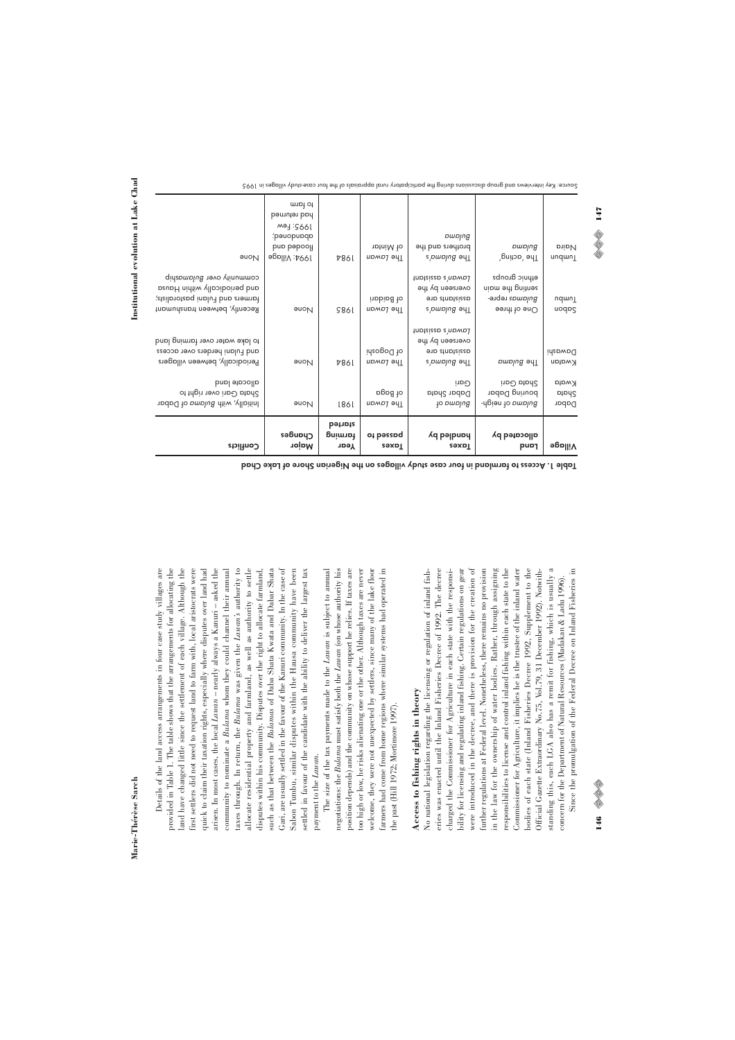Details of the land access arrangements in four case study villages are provided in Table 1. The table shows that the arrangements for allocating the land have changed little since the settlement of each village. Although the first settlers did not need to request land to farm with, local aristocrats were quick to claim their taxation rights, especially where disputes over land had arisen. In most cases, the local *Lawan* – nearly always a Kanuri – asked the community to nominate a *Bulama* whom they could channel their annual taxes through. In return, the *Bulama* was given the *Lawan's* authority to allocate residential property and farmland, as well as authority to settle disputes within his community. Disputes over the right to allocate farmland, such as that between the *Bulamas* of Daba Shata Kwata and Dabar Shata Gari, are usually settled in the favour of the Kanuri community. In the case of Sabon Tumbu, similar disputes within the Hausa community have been settled in favour of the candidate with the ability to deliver the largest tax payment to the *Lawan*.

The size of the tax payments made to the *Lawan* is subject to annual negotiations: the *Bulama* must satisfy both the *Lawan* (on whose authority his position depends) and the community on whose support he relies. If taxes are too high or low, he risks alienating one or the other. Although taxes are never welcome, they were not unexpected by settlers, since many of the lake floor farmers had come from home regions where similar systems had operated in the past (Hill 1972, Mortimore 1997).

## Access to fishing rights in theory

No national legislation regarding the licensing or regulation of inland fisheries was enacted until the Inland Fisheries Decree of 1992. The decree charged the Commissioner for Agriculture in each state with the responsibility for licensing and regulating inland fishing. Certain regulations on gear were introduced in the decree, and there is provision for the creation of further regulations at Federal level. Nonetheless, there remains no provision in the law for the ownership of water bodies. Rather, through assigning responsibilities to license and control inland fishing within each state to the Commissioner for Agriculture, it implies he is the trustee of the inland water bodies of each state (Inland Fisheries Decree 1992, Supplement to the Official Gazette Extraordinary No.75, Vol.79, 31 December 1992). Notwithstanding this, each LGA also has a remit for fishing, which is usually a concern for the Department of Natural Resources (Madakan & Ladu 1996).

Since the promulgation of the Federal Decree on Inland Fisheries in

**Table 1. Access to farmland in four case study villages on the Nigerian Shore of Lake Chad**

| Village | Land allocated by | Taxes handled by | Taxes passed to | Year farming started | Major Changes | Conflicts |
|---|---|---|---|---|---|---|
| Dabar Shata Kwata | *Bulama* of neighbouring Dabar Shata Gari | *Bulama* of Dabar Shata Gari | The *Lawan* of Baga | 1981 | None | Initially, with *Bulama* of Dabar Shata Gari over right to allocate land |
| Dawashi | The *Bulama* | The *Bulama's* assistants are overseen by the *Lawan's* assistant | The *Lawan* of Dogoshi | 1984 | None | Periodically, between villagers and Fulani herders over access to lake water over farming land |
| Sabon Tumbu | One of three *Bulamas* representing the main ethnic groups | The *Bulama's* assistants are overseen by the *Lawan's* assistant | The *Lawan* of Baidari | 1985 | None | Recently, between transhumant farmers and Fulani pastoralists; and periodically within Hausa community over *Bulamaship* |
| Naira Tumbu | The 'acting' *Bulama* | The *Bulama's* brothers and the *Bulama* | The *Lawan* of Mintar | 1984 | 1994: Village flooded and abandoned; 1995: Few had returned to farm | None |

Source: Key interviews and group discussions during the participatory rural appraisals of the four case-study villages in 1995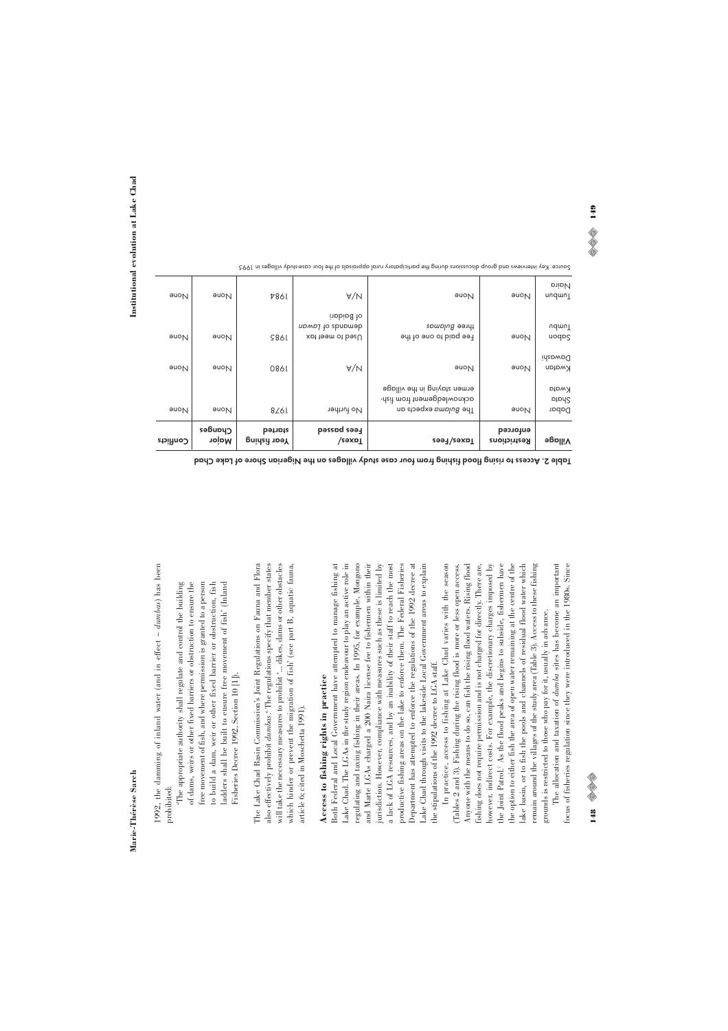1992, the damming of inland water (and in effect – *dumbas*) has been prohibited:

> The appropriate authority shall regulate and control the building of dams, weirs or other fixed barriers or obstruction to ensure the free movement of fish, and where permission is granted to a person to build a dam, weir or other fixed barrier or obstruction, fish ladders shall be built to ensure free movement of fish' (Inland Fisheries Decree 1992, Section 10 [1]).

The Lake Chad Basin Commission's Joint Regulations on Fauna and Flora also effectively prohibit *dumbas*.[6] The regulations specify that member states will take the necessary measures to prohibit '... dikes, dams or other obstacles which hinder or prevent the migration of fish' (see part B, aquatic fauna, article 6; cited in Moschetta 1991).

## Access to fishing rights in practice

Both Federal and Local Government have attempted to manage fishing at Lake Chad. The LGAs in the study region endeavour to play an active role in regulating and taxing fishing in their areas. In 1995, for example, Mongono and Marte LGAs charged a 200 Naira license fee to fishermen within their jurisdiction. However, compliance with measures such as these is limited by a lack of LGA resources, and by an inability of their staff to reach the most productive fishing areas on the lake to enforce them. The Federal Fisheries Department has attempted to enforce the regulations of the 1992 decree at Lake Chad through visits to the lakeside Local Government areas to explain the stipulations of the 1992 decree to LGA staff.

In practice, access to fishing at Lake Chad varies with the season (Tables 2 and 3). Fishing during the rising flood is more or less open access. Anyone with the means to do so, can fish the rising flood waters. Rising flood fishing does not require permission and is not charged for directly. There are, however, indirect costs. For example, the discretionary charges imposed by the Joint Patrol.[7] As the flood peaks and begins to subside, fishermen have the option to either fish the area of open water remaining at the centre of the lake basin, or to fish the pools and channels of residual flood water which remain around the villages of the study area (Table 3). Access to these fishing grounds is restricted to those who pay for it, usually in advance.

The allocation and taxation of *dumba* sites has become an important focus of fisheries regulation since they were introduced in the 1980s. Since

**Table 2. Access to rising flood fishing from four case study villages on the Nigerian Shore of Lake Chad**

| Village | Restrictions enforced | Taxes/Fees | Taxes/ Fees passed | Year fishing started | Major Changes | Conflicts |
|---|---|---|---|---|---|---|
| Dabar Shata Kwata | None | The *Bulama* expects an acknowledgement from fishermen staying in the village | No further | 1978 | None | None |
| Kwatan Dawashi | None | None | N/A | 1980 | None | None |
| Sabon Tumbu | None | Fee paid to one of the three *Bulamas* | Used to meet tax demands of *Lawan* of Baiduri | 1985 | None | None |
| Tumbun Naira | None | None | N/A | 1984 | None | None |

Source: Key interviews and group discussions during the participatory rural appraisals of the four case-study villages in 1995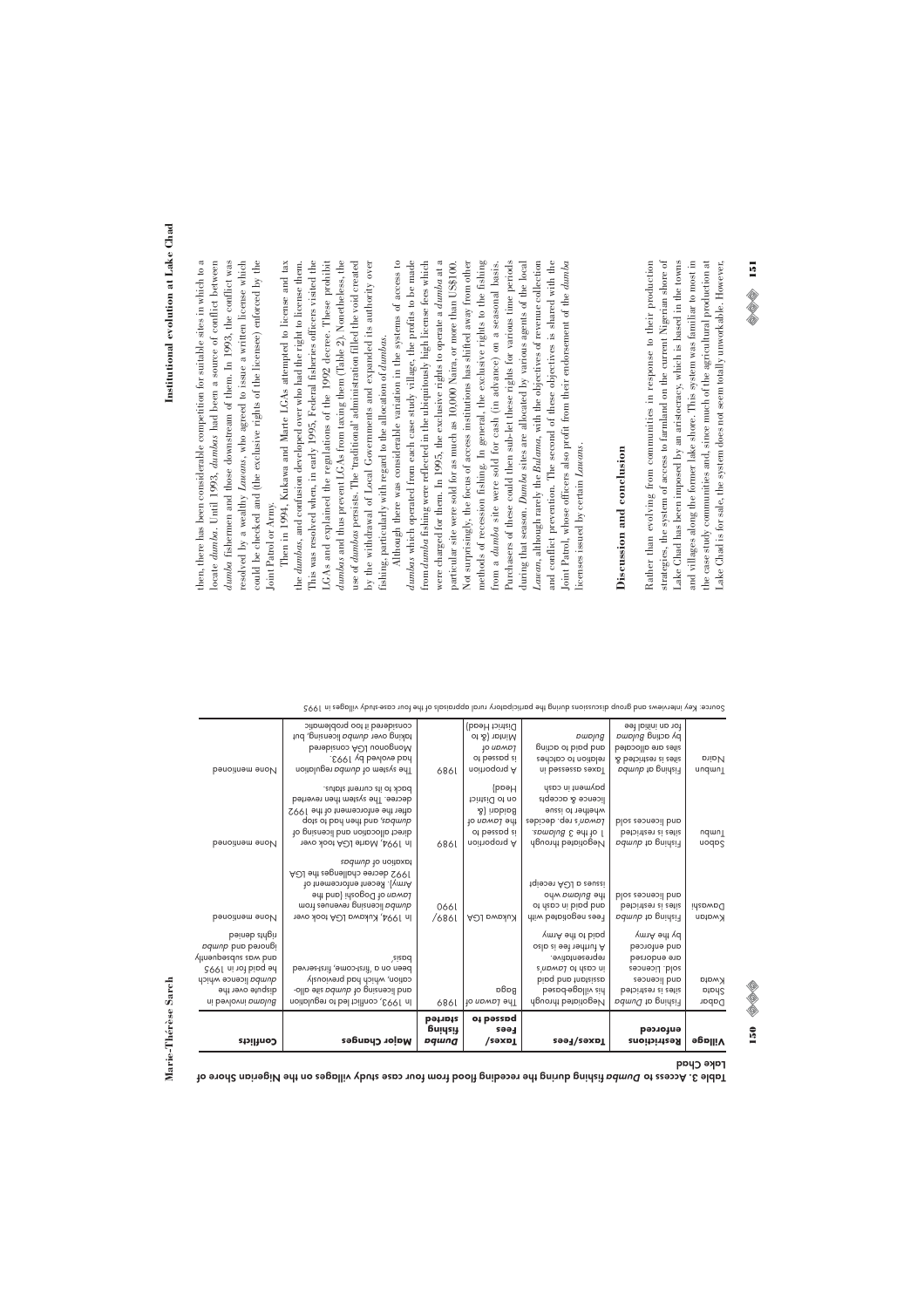**Table 3. Access to *Dumba* fishing during the receding flood from four case study villages on the Nigerian Shore of Lake Chad**

| Village | Restrictions enforced | Taxes/Fees | Taxes/ Fees passed to | *Dumba* fishing started | Major Changes | Conflicts |
|---|---|---|---|---|---|---|
| Dabar Shata Kwata | Fishing at *Dumba* sites is restricted and licences sold. Licences are endorsed and enforced by the Army | Negotiated through his village-based assistant and paid in cash to *Lawan's* representative. A further fee is also paid to the Army | The *Lawan* of Baga | 1989 | In 1993, conflict led to regulation and licensing of *dumba* site allocation, which had previously been on a 'first-come, first-served basis'. | *Bulama* involved in dispute over the *dumba* licence which he paid for in 1995 and was subsequently ignored and *dumba* rights denied |
| Kwatan Dawashi | Fishing at *dumba* sites is restricted and licences sold | Fees negotiated with and paid in cash to the *Bulama* who issues a LGA receipt | Kukawa LGA | 1989/ 1990 | In 1994, Kukawa LGA took over *dumba* licensing revenues from the *Lawan* of Dogushi (and the Army). Recent enforcement of 1992 decree challenges the LGA taxation of *dumbas* | None mentioned |
| Sabon Tumbu | Fishing at *dumba* sites is restricted and licences sold | Negotiated through 1 of the 3 *Bulamas*. *Lawan's* rep. decides whether to issue licence & accepts payment in cash | A proportion is passed to the *Lawan* of Baidari (& on to District Head) | 1989 | In 1994, Marte LGA took over direct allocation and licensing of *dumbas*, and then had to stop after the enforcement of the 1992 decree. The system then reverted back to its current status. | None mentioned |
| Tumbun Naira | Fishing at *dumba* sites is restricted & sites are allocated by acting *Bulama* for an initial fee | Taxes assessed in relation to catches and paid to acting *Bulama* | A proportion is passed to *Lawan* of Mintar (& to District Head) | 1989 | The system of *dumba* regulation had evolved by 1993. Mongonou LGA considered taking over *dumba* licensing, but considered it too problematic | None mentioned |

Source: Key interviews and group discussions during the participatory rural appraisals of the four case-study villages in 1995

then, there has been considerable competition for suitable sites in which to a locate *dumba*. Until 1993, *dumbas* had been a source of conflict between *dumba* fishermen and those downstream of them. In 1993, the conflict was resolved by a wealthy *Lawan*, who agreed to issue a written license which could be checked and (the exclusive rights of the licensee) enforced by the Joint Patrol or Army.

Then in 1994, Kukawa and Marte LGAs attempted to license and tax the *dumbas*, and confusion developed over who had the right to license them. This was resolved when, in early 1995, Federal fisheries officers visited the LGAs and explained the regulations of the 1992 decree. These prohibit *dumbas* and thus prevent LGAs from taxing them (Table 2). Nonetheless, the use of *dumbas* persists. The 'traditional' administration filled the void created by the withdrawal of Local Governments and expanded its authority over fishing, particularly with regard to the allocation of *dumbas*.

Although there was considerable variation in the systems of access to *dumbas* which operated from each case study village, the profits to be made from *dumba* fishing were reflected in the ubiquitously high license fees which were charged for them. In 1995, the exclusive rights to operate a *dumba* at a particular site were sold for as much as 10,000 Naira, or more than US$100. Not surprisingly, the focus of access institutions has shifted away from other methods of recession fishing. In general, the exclusive rights to the fishing from a *dumba* site were sold for cash (in advance) on a seasonal basis. Purchasers of these could then sub-let these rights for various time periods during that season. *Dumba* sites are allocated by various agents of the local *Lawan*, although rarely the *Bulama*, with the objectives of revenue collection and conflict prevention. The second of these objectives is shared with the Joint Patrol, whose officers also profit from their endorsement of the *dumba* licenses issued by certain *Lawans*.

## Discussion and conclusion

Rather than evolving from communities in response to their production strategies, the system of access to farmland on the current Nigerian shore of Lake Chad has been imposed by an aristocracy, which is based in the towns and villages along the former lake shore. This system was familiar to most in the case study communities and, since much of the agricultural production at Lake Chad is for sale, the system does not seem totally unworkable. However,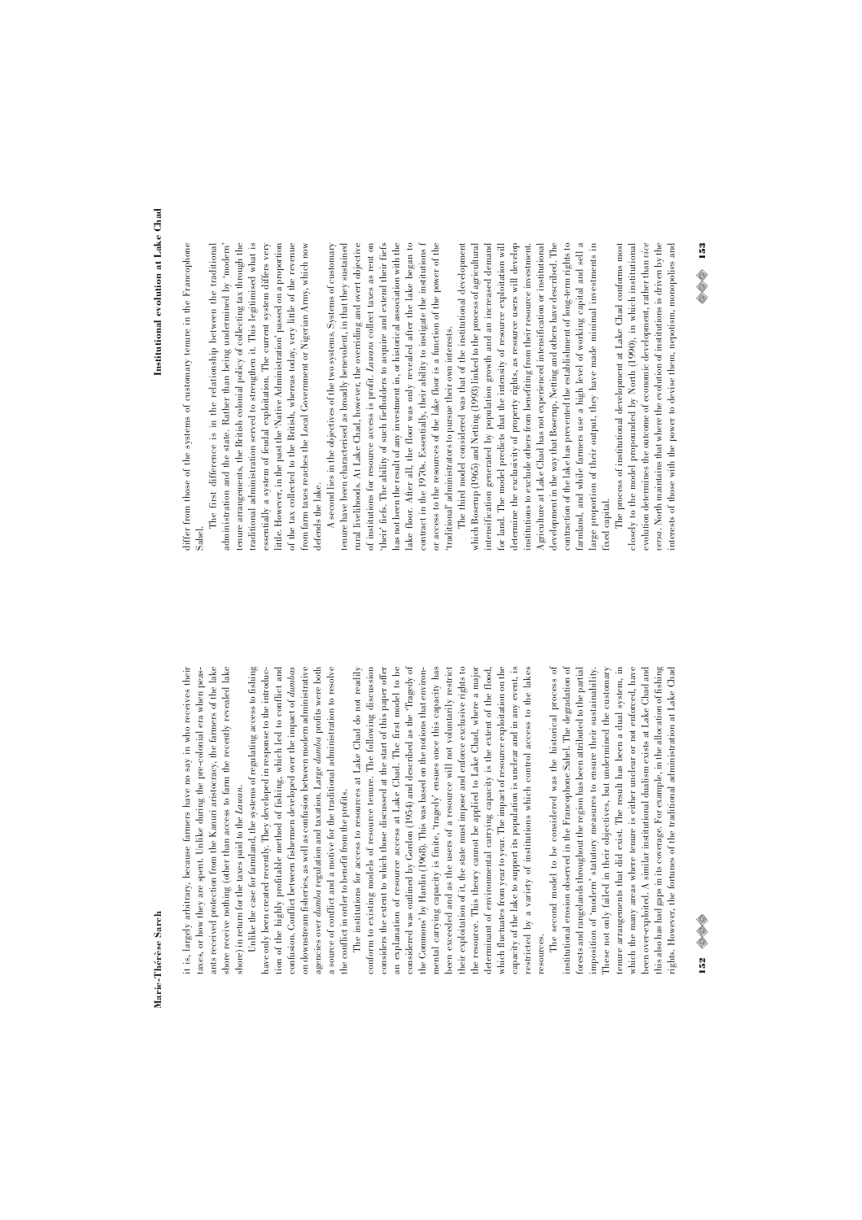it is, largely arbitrary, because farmers have no say in who receives their taxes, or how they are spent. Unlike during the pre-colonial era when peasants received protection from the Kanuri aristocracy, the farmers of the lake shore receive nothing (other than access to farm the recently revealed lake shore) in return for the taxes paid to the *Lawan*.

Unlike the case for farmland, the systems of regulating access to fishing have only been created recently. They developed in response to the introduction of the highly profitable method of fishing, which led to conflict and confusion. Conflict between fishermen developed over the impact of *dumbas* on downstream fisheries, as well as confusion between modern administrative agencies over *dumba* regulation and taxation. Large *dumba* profits were both a source of conflict and a motive for the traditional administration to resolve the conflict in order to benefit from the profits.

The institutions for access to resources at Lake Chad do not readily conform to existing models of resource tenure. The following discussion considers the extent to which those discussed at the start of this paper offer an explanation of resource access at Lake Chad. The first model to be considered was outlined by Gordon (1954) and described as the 'Tragedy of the Commons' by Hardin (1968). This was based on the notions that environmental carrying capacity is finite, 'tragedy' ensues once this capacity has been exceeded and as the users of a resource will not voluntarily restrict their exploitation of it, the state must impose and enforce exclusive rights to the resource. This theory cannot be applied to Lake Chad, where a major determinant of environmental carrying capacity is the extent of the flood, which fluctuates from year to year. The impact of resource exploitation on the capacity of the lake to support its population is unclear and in any event, is restricted by a variety of institutions which control access to the lakes resources.

The second model to be considered was the historical process of institutional erosion observed in the Francophone Sahel. The degradation of forests and rangelands throughout the region has been attributed to the partial imposition of 'modern' statutory measures to ensure their sustainability. These not only failed in their objectives, but undermined the customary tenure arrangements that did exist. The result has been a dual system, in which the many areas where tenure is either unclear or not enforced, have been over-exploited. A similar institutional dualism exists at Lake Chad and this also has had gaps in its coverage. For example, in the allocation of fishing rights. However, the fortunes of the traditional administration at Lake Chad differ from those of the systems of customary tenure in the Francophone Sahel.

The first difference is in the relationship between the traditional administration and the state. Rather than being undermined by 'modern' tenure arrangements, the British colonial policy of collecting tax through the traditional administration served to strengthen it. This legitimised what is essentially a system of feudal exploitation. The current system differs very little. However, in the past the 'Native Administration' passed on a proportion of the tax collected to the British, whereas today, very little of the revenue from farm taxes reaches the Local Government or Nigerian Army, which now defends the lake.

A second lies in the objectives of the two systems. Systems of customary tenure have been characterised as broadly benevolent, in that they sustained rural livelihoods. At Lake Chad, however, the overriding and overt objective of institutions for resource access is profit. *Lawans* collect taxes as rent on 'their' fiefs. The ability of such fiefholders to acquire and extend their fiefs has not been the result of any investment in, or historical association with the lake floor. After all, the floor was only revealed after the lake began to contract in the 1970s. Essentially, their ability to instigate the institutions f or access to the resources of the lake floor is a function of the power of the 'traditional' administrators to pursue their own interests.

The third model considered was that of the institutional development which Boserup (1965) and Netting (1993) linked to the process of agricultural intensification generated by population growth and an increased demand for land. The model predicts that the intensity of resource exploitation will determine the exclusivity of property rights, as resource users will develop institutions to exclude others from benefiting from their resource investment. Agriculture at Lake Chad has not experienced intensification or institutional development in the way that Boserup, Netting and others have described. The contraction of the lake has prevented the establishment of long-term rights to farmland, and while farmers use a high level of working capital and sell a large proportion of their output, they have made minimal investments in fixed capital.

The process of institutional development at Lake Chad conforms most closely to the model propounded by North (1990), in which institutional evolution determines the outcome of economic development, rather than *vice versa*. North maintains that where the evolution of institutions is driven by the interests of those with the power to devise them, nepotism, monopolies and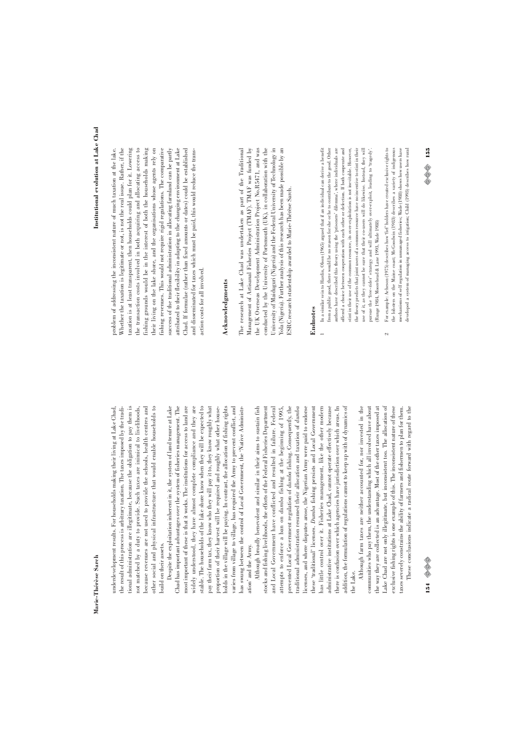underdevelopment results. For households making their living at Lake Chad, the result of this process is arbitrary taxation. The taxes imposed by the traditional administration are illegitimate, because the obligation to pay them is not matched by a duty to provide. Such taxes are inimical to livelihoods, because revenues are not used to provide the schools, health centres and other social and physical infrastructure that would enable households to build on their assets.

Despite the exploitation inherent in it, the system of land tenure at Lake Chad has important advantages over the system of fisheries management. The most important of these is that it works. The institutions for access to land are widely understood, they have almost complete compliance and they are stable. The households of the lake shore know when they will be expected to pay their farm tax, they know who they will pay it to, they know roughly what proportion of their harvest will be required and roughly what other households in the village will be paying. In contrast, the allocation of fishing rights varies from village to village, has required the Army to prevent conflict, and has swung between the control of Local Government, the 'Native Administration' and the Army.

Although broadly benevolent and similar in their aims to sustain fish stocks and fishing livelihoods, the efforts of the Federal Fisheries Department and Local Government have conflicted and resulted in failure. Federal attempts to enforce a ban on *dumba* fishing at the beginning of 1995, prevented Local Government regulation of *dumba* fishing. Consequently, the traditional administration resumed their allocation and taxation of *dumba* licenses, and where disputes arose, the Nigerian Army were paid to endorse these 'traditional' licenses. *Dumba* fishing persists and Local Government has little control over it. Fisheries management, like the other modern administrative institutions at Lake Chad, cannot operate effectively because there is confusion over which agencies have jurisdiction over which areas. In addition, the formulation of regulations cannot to keep up with of dynamics of the Lake.

Although farm taxes are neither accounted for, nor invested in the communities who pay them, the understanding which all involved have about the way they are collected is an advantage. Most of the other taxes imposed at Lake Chad are not only illegitimate, but inconsistent too. The allocation of exclusive fishing rights is one example of this. The inconsistent nature of these taxes severely constrains the ability of farmers and fishermen to plan for them.

These conclusions indicate a radical route forward with regard to the problem of addressing the inconsistent nature of much taxation at the lake. Whether the taxation is legitimate or not, is not the real issue. Rather, if the taxation is at least transparent, then households could plan for it. Lowering the transaction costs involved in both acquiring and allocating access to fishing grounds would be in the interest of both the households making their living on the lake shore, and the organisations whose agents rely on fishing revenues. This would not require rigid regulations. The comparative success of the traditional administration in allocating farmland can be partly attributed to their flexibility in adapting to the changing environment at Lake Chad. If formulae (rather than fixed amounts or dates) could be established and disseminated for taxes which must be paid, this would reduce the transaction costs for all involved.

## Acknowledgments

The research at Lake Chad was undertaken as part of the Traditional Management of Artisanal Fisheries Project (TMAF). TMAF was funded by the UK Overseas Development Administration Project No.R5471, and was conducted by the University of Portsmouth (UK), in collaboration with the University of Maiduguri (Nigeria) and the Federal University of Technology in Yola (Nigeria). Further analysis of this research has been made possible by an ESRC research studentship awarded to Marie-Thérèse Sarch.

## Endnotes

1. In a similar vein to Hardin, Olson (1965) argued that if an individual can derive a benefit from a public good, there would be no reason for she or he to contribute to the good. Other authors have described this theory using the 'prisoners' dilemma', where individuals are offered a choice between cooperation with each other or defection. If both cooperate and stint in their use of the common resource, its over-exploitation is not inevitable. However, the theory predicts that joint users of a common resource have no incentive to stint in their use of it, as they cannot be sure that their co-users will do likewise. Instead, they will pursue the 'free-rider' strategy and will ultimately over-exploit, leading to 'tragedy'. (Runge 1984, Moorehead & Lane 1993, Wade 1988)

2. For example: Acheson (1975) describes how 'lief' holders have created exclusive rights to the lobsters on the Maine coast; McGoodwin (1983) describes a variety of indigenous mechanisms of self regulation in unmanaged fisheries; Wade (1988) shows how users have developed a system of managing access to irrigation; Child (1993) describes how rural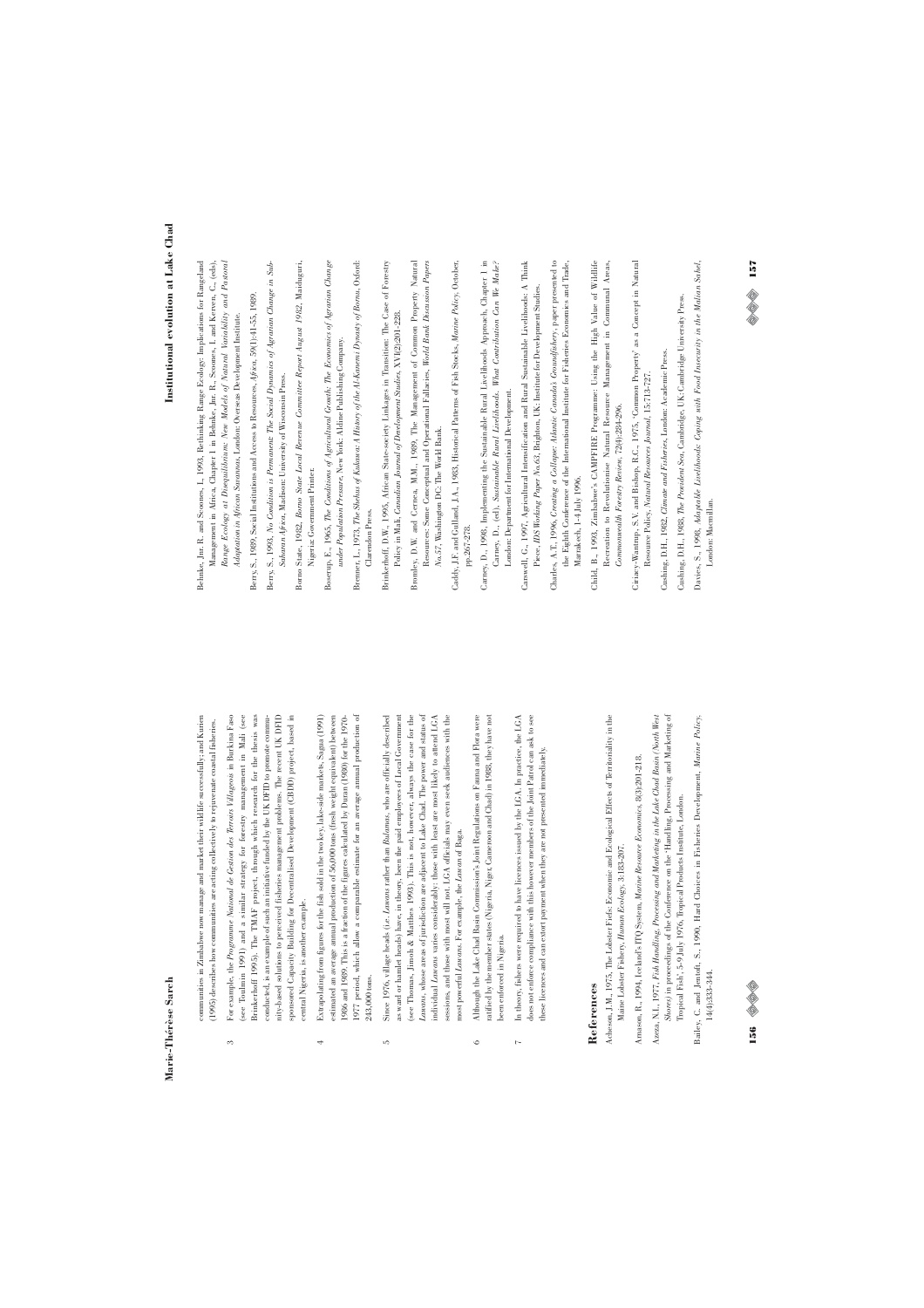communities in Zimbabwe now manage and market their wildlife successfully; and Kurien (1995) describes how communities are acting collectively to rejuvenate coastal fisheries.

3 For example, the *Programme National de Gestion des Terroirs Villageois* in Burkina Faso (see Toulmin 1991) and a similar strategy for forestry management in Mali (see Brinkerhoff 1995). The TMAF project, through which research for the thesis was conducted, is an example of such an initiative funded by the UK DFID to promote community-based solutions to perceived fisheries management problems. The recent UK DFID sponsored Capacity Building for Decentralised Development (CBDD) project, based in central Nigeria, is another example.

4 Extrapolating from figures for the fish sold in the two key, lake-side markets, Sagua (1991) estimated an average annual production of 56,000 tons (fresh weight equivalent) between 1986 and 1989. This is a fraction of the figures calculated by Durand (1980) for the 1970-1977 period, which allow a comparable estimate for an average annual production of 243,000 tons.

5 Since 1976, village heads (i.e. *Lawans* rather than *Bulamas*, who are officially described as ward or hamlet heads) have, in theory, been the paid employees of Local Government (see Thomas, Jimoh & Matthes 1993). This is not, however, always the case for the *Lawans*, whose areas of jurisdiction are adjacent to Lake Chad. The power and status of individual *Lawans* varies considerably; those with least are most likely to attend LGA sessions, and those with most will not. LGA officials may even seek audiences with the most powerful *Lawans*. For example, the *Lawan* of Baga.

6 Although the Lake Chad Basin Commission's Joint Regulations on Fauna and Flora were ratified by the member states (Nigeria, Niger, Cameroon and Chad) in 1988, they have not been enforced in Nigeria.

7 In theory, fishers were required to have licences issued by the LGA. In practice, the LGA does not enforce compliance with this however members of the Joint Patrol can ask to see these licences and can extort payment when they are not presented immediately.

## References

Acheson, J.M., 1975, The Lobster Fiefs: Economic and Ecological Effects of Territoriality in the Maine Lobster Fishery, *Human Ecology*, 3:183-207.

Arnason, R., 1994, Iceland's ITQ System, *Marine Resource Economics*, 8(3):201-218.

Azeza, N.I., 1977, *Fish Handling, Processing and Marketing in the Lake Chad Basin (North West Shores)* in proceedings of the Conference on the 'Handling, Processing and Marketing of Tropical Fish', 5-9 July 1976, Tropical Products Institute, London.

Bailey, C. and Jentoft, S., 1990, Hard Choices in Fisheries Development, *Marine Policy*, 14(4):333-344.

Behnke, Jnr. R. and Scoones, I., 1993, Rethinking Range Ecology: Implications for Rangeland Management in Africa, Chapter 1 in Behnke, Jnr. R., Scoones, I. and Kerven, C., (eds), *Range Ecology at Disequilibrium: New Models of Natural Variability and Pastoral Adaptation in African Savannas*, London: Overseas Development Institute.

Berry, S., 1989, Social Institutions and Access to Resources, *Africa*, 59(1):41-55, 1989.

Berry, S., 1993, *No Condition is Permanent: The Social Dynamics of Agrarian Change in Sub-Saharan Africa*, Madison: University of Wisconsin Press.

Borno State, 1982, *Borno State Local Revenue Committee Report August 1982*, Maiduguri, Nigeria: Government Printer.

Boserup, E., 1965, *The Conditions of Agricultural Growth: The Economics of Agrarian Change under Population Pressure*, New York: Aldine Publishing Company.

Brenner, L., 1973, *The Shehus of Kukawa: A History of the Al-Kanemi Dynasty of Bornu*, Oxford: Clarendon Press.

Brinkerhoff, D.W., 1995, African State-society Linkages in Transition: The Case of Forestry Policy in Mali, *Canadian Journal of Development Studies*, XVI(2):201-228.

Bromley, D.W. and Cernea, M.M., 1989, The Management of Common Property Natural Resources: Some Conceptual and Operational Fallacies, *World Bank Discussion Papers No.57*, Washington DC: The World Bank.

Caddy, J.F. and Gulland, J.A., 1983, Historical Patterns of Fish Stocks, *Marine Policy*, October, pp.267-278.

Carney, D., 1998, Implementing the Sustainable Rural Livelihoods Approach, Chapter 1 in Carney, D., (ed), *Sustainable Rural Livelihoods. What Contribution Can We Make?* London: Department for International Development.

Carswell, G., 1997, Agricultural Intensification and Rural Sustainable Livelihoods: A 'Think Piece', *IDS Working Paper No.64*, Brighton, UK: Institute for Development Studies.

Charles, A.T., 1996, *Creating a Collapse: Atlantic Canada's Groundfishery*, paper presented to the Eighth Conference of the International Institute for Fisheries Economics and Trade, Marrakech, 1-4 July 1996.

Child, B., 1993, Zimbabwe's CAMPFIRE Programme: Using the High Value of Wildlife Recreation to Revolutionise Natural Resource Management in Communal Areas, *Commonwealth Forestry Review*, 72(4):284-296.

Ciriacy-Wantrup, S.V. and Bishop, R.C., 1975, 'Common Property' as a Concept in Natural Resource Policy, *Natural Resources Journal*, 15:713-727.

Cushing, D.H., 1982, *Climate and Fisheries*, London: Academic Press.

Cushing, D.H., 1988, *The Provident Sea*, Cambridge, UK: Cambridge University Press.

Davies, S., 1996, *Adaptable Livelihoods: Coping with Food Insecurity in the Malian Sahel*, London: Macmillan.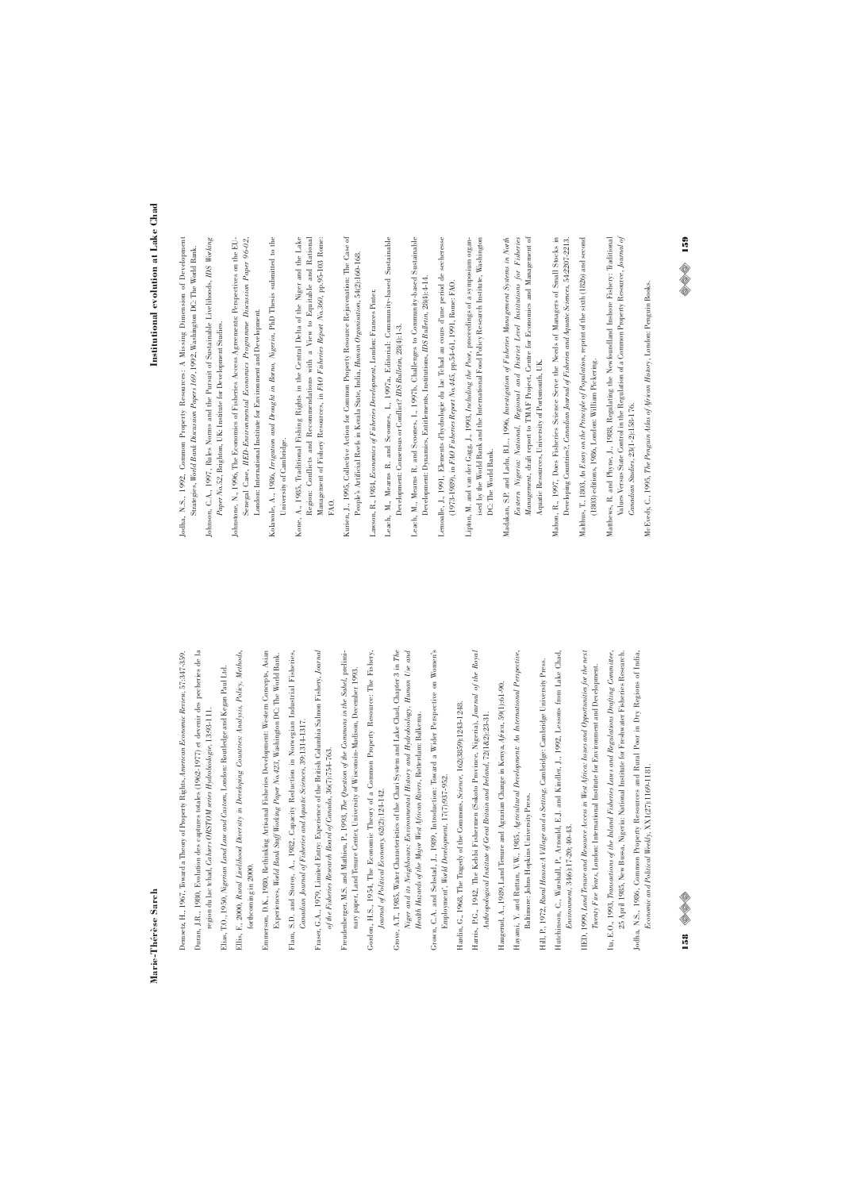Demsetz, H., 1967, Toward a Theory of Property Rights, *American Economic Review*, 57:347-359.

Duran, J.R., 1980, Evolution des captures totales (1962-1977) et devenir des pecheries de la region du lac tchad, *Cahiers ORSTOM series Hydrobiologie*, 13:93-111.

Elias, T.O., 1950, *Nigerian Land Law and Custom*, London: Routledge and Kegan Paul Ltd.

Ellis, F., 2000, *Rural Livelihood Diversity in Developing Countries: Analysis, Policy, Methods*, forthcoming in 2000.

Emmerson, D.K., 1980, Rethinking Artisanal Fisheries Development: Western Concepts, Asian Experiences, *World Bank Staff Working Paper No.423*, Washington DC: The World Bank.

Flam, S.D. and Storøy, A., 1982, Capacity Reduction in Norwegian Industrial Fisheries, *Canadian Journal of Fisheries and Aquatic Sciences*, 39:1314-1317.

Fraser, G.A., 1979, Limited Entry: Experience of the British Columbia Salmon Fishery, *Journal of the Fisheries Research Board of Canada*, 36(7):754-763.

Freudenberger, M.S. and Mathieu, P., 1993, *The Question of the Commons in the Sahel*, preliminary paper, Land Tenure Center, University of Wisconsin-Madison, December 1993.

Gordon, H.S., 1954, The Economic Theory of a Common Property Resource: The Fishery, *Journal of Political Economy*, 62(2):124-142.

Grove, A.T., 1985, Water Characteristics of the Chari System and Lake Chad, Chapter 3 in *The Niger and its Neighbours: Environmental History and Hydrobiology, Human Use and Health Hazards of the Major West African Rivers*, Rotterdam: Balkema.

Grown, C.A. and Sebstad, J., 1989, Introduction: Toward a Wider Perspective on Women's Employment', *World Development*, 17(7):937-952.

Hardin, G., 1968, The Tragedy of the Commons, *Science*, 162(3859):1243-1248.

Harris, P.G., 1942, The Kebbi Fishermen (Sokoto Province, Nigeria), *Journal of the Royal Anthropological Institute of Great Britain and Ireland*, 72(1&2):23-31.

Haugerud, A., 1989, Land Tenure and Agrarian Change in Kenya, *Africa*, 59(1):61-90.

Hayami, Y. and Ruttan, V.W., 1985, *Agricultural Development: An International Perspective*, Baltimore: Johns Hopkins University Press.

Hill, P., 1972, *Rural Hausa: A Village and a Setting*, Cambridge: Cambridge University Press.

Hutchinson, C., Warshall, P., Arnould, E.J. and Kindler, J., 1992, Lessons from Lake Chad, *Environment*, 34(6):17-20; 40-43.

IIED, 1999, *Land Tenure and Resource Access in West Africa: Issues and Opportunities for the next Twenty Five Years*, London: International Institute for Environment and Development.

Ita, E.O., 1993, *Transactions of the Inland Fisheries Laws and Regulations Drafting Committee*, 25 April 1985, New Bussa, Nigeria: National Institute for Freshwater Fisheries Research.

Jodha, N.S., 1986, Common Property Resources and Rural Poor in Dry Regions of India, *Economic and Political Weekly*, XXI(27):1169-1181.

Jodha, N.S., 1992, Common Property Resources: A Missing Dimension of Development Strategies, *World Bank Discussion Papers 169*, 1992, Washington DC: The World Bank.

Johnson, C.A., 1997, Rules Norms and the Pursuit of Sustainable Livelihoods, *IDS Working Paper No.52*, Brighton, UK: Institute for Development Studies.

Johnstone, N., 1996, The Economics of Fisheries Access Agreements: Perspectives on the EU-Senegal Case, *IIED Environmental Economics Programme Discussion Paper 96-02*, London: International Institute for Environment and Development.

Kolawole, A., 1986, *Irrigation and Drought in Borno, Nigeria*, PhD Thesis submitted to the University of Cambridge.

Kone, A., 1985, Traditional Fishing Rights in the Central Delta of the Niger and the Lake Region: Conflicts and Recommendations with a View to Equitable and Rational Management of Fishery Resources, in *FAO Fisheries Report No.360*, pp.95-103 Rome: FAO.

Kurien, J., 1995, Collective Action for Common Property Resource Rejuvenation: The Case of People's Artificial Reefs in Kerala State, India, *Human Organisation*, 54(2):160-168.

Lawson, R., 1984, *Economics of Fisheries Development*, London: Frances Pinter.

Leach, M., Mearns R. and Scoones, I., 1997a, Editorial: Community-based Sustainable Development: Consensus or Conflict? *IDS Bulletin*, 28(4):1-3.

Leach, M., Mearns R. and Scoones, I., 1997b, Challenges to Community-based Sustainable Development: Dynamics, Entitlements, Institutions, *IDS Bulletin*, 28(4):4-14.

Lemoalle, J., 1991, Elements d'hydrologie du lac Tchad au cours d'une period de secheresse (1973-1989), in *FAO Fisheries Report No.445*, pp.54-61, 1991, Rome: FAO.

Lipton, M. and van der Gaag, J., 1993, *Including the Poor*, proceedings of a symposium organised by the World Bank and the International Food Policy Research Institute, Washington DC: The World Bank.

Madakan, S.P. and Ladu, B.L., 1996, *Investigation of Fisheries Management Systems in North Eastern Nigeria: National, Regional and District Level Institutions for Fisheries Management*, draft report to TMAF Project, Centre for Economics and Management of Aquatic Resources, University of Portsmouth, UK.

Mahon, R., 1997, Does Fisheries Science Serve the Needs of Managers of Small Stocks in Developing Countries?, *Canadian Journal of Fisheries and Aquatic Sciences*, 54:2207-2213.

Malthus, T., 1803, *An Essay on the Principle of Population*, reprint of the sixth (1826) and second (1803) editions, 1986, London: William Pickering.

Matthews, R. and Phyne, J., 1988, Regulating the Newfoundland Inshore Fishery: Traditional Values Versus State Control in the Regulation of a Common Property Resource, *Journal of Canadian Studies*, 23(1-2):158-176.

McEvedy, C., 1995, *The Penguin Atlas of African History*, London: Penguin Books.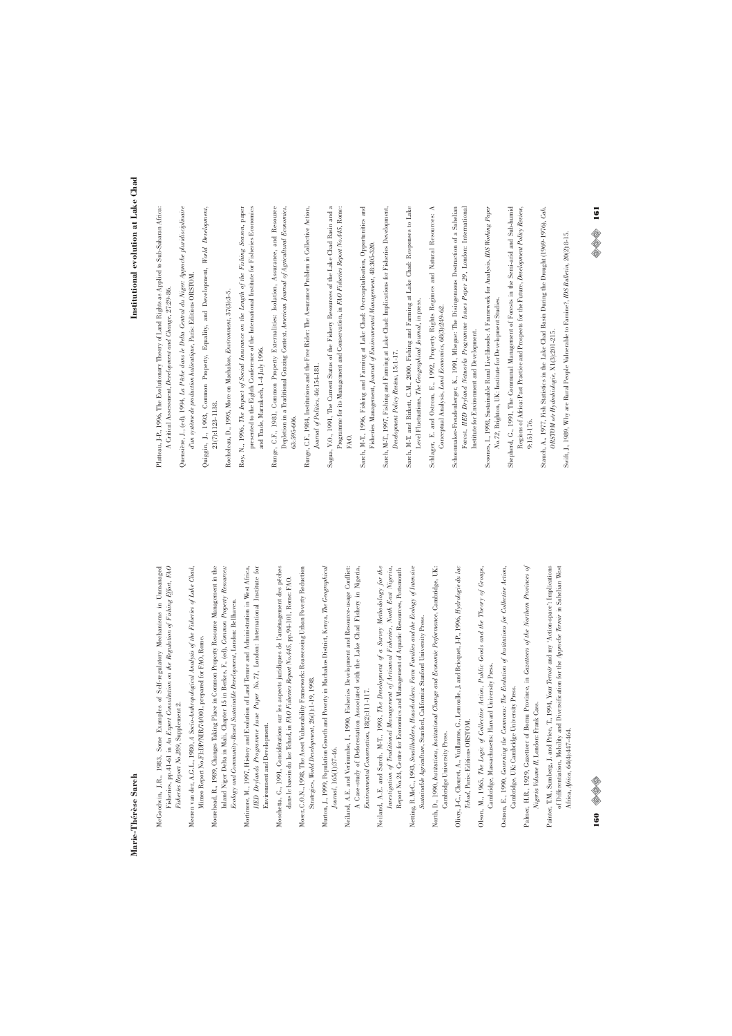McGoodwin, J.R., 1983, Some Examples of Self-regulatory Mechanisms in Unmanaged Fisheries, pp.41-61 in *An Expert Consultation on the Regulation of Fishing Effort, FAO Fisheries Report No.289*, Supplement 2.

Meeren van der, A.G.L., 1980, *A Socio-Anthropological Analysis of the Fisheries of Lake Chad*, Mimeo Report No.FI:DP/NIR/74/001, prepared for FAO, Rome.

Moorehead, R., 1989, Changes Taking Place in Common Property Resource Management in the Inland Niger Delta in Mali, Chapter 15 in Berkes, F., (ed), *Common Property Resources: Ecology and Community-Based Sustainable Development*, London: Belhaven.

Mortimore, M., 1997, History and Evolution of Land Tenure and Administration in West Africa, *IIED Drylands Programme Issue Paper No.71*, London: International Institute for Environment and Development.

Moschetta, G., 1991, Considerations sur les aspects juridiques de l'aménagement des pêches dans le bassin du lac Tchad, in *FAO Fisheries Report No.445*, pp.94-101, Rome: FAO.

Moser, C.O.N., 1998, The Asset Vulnerability Framework: Reassessing Urban Poverty Reduction Strategies, *World Development*, 26(1):1-19, 1998.

Murton, J., 1999, Population Growth and Poverty in Machakos District, Kenya, *The Geographical Journal*, 165(1):37-46.

Neiland, A.E. and Verinumbe, I., 1990, Fisheries Development and Resource-usage Conflict: A Case-study of Deforestation Associated with the Lake Chad Fishery in Nigeria, *Environmental Conservation*, 18(2):111-117.

Neiland, A.E. and Sarch, M-T., 1993, *The Development of a Survey Methodology for the Investigation of Traditional Management of Artisanal Fisheries, North East Nigeria*, Report No.24, Centre for Economics and Management of Aquatic Resources, Portsmouth

Netting, R.McC., 1993, *Smallholders, Householders: Farm Families and the Ecology of Intensive Sustainable Agriculture*, Stanford, California: Stanford University Press.

North, D., 1990, *Institutions, Institutional Change and Economic Performance*, Cambridge, UK: Cambridge University Press.

Olivry, J-C., Chouret, A., Vuillaume, G., Lemoalle, J. and Bricquet, J-P., 1996, *Hydrologie du lac Tchad*, Paris: Editions ORSTOM.

Olson, M., 1965, *The Logic of Collective Action, Public Goods and the Theory of Groups*, Cambridge, Massachusetts: Harvard University Press.

Ostrom, E., 1990, *Governing the Commons: The Evolution of Institutions for Collective Action*, Cambridge, UK: Cambridge University Press.

Palmer, H.R., 1929, Gazetteer of Bornu Province, in *Gazetteers of the Northern Provinces of Nigeria Volume II*, London: Frank Cass.

Painter, T.M., Sumberg, J. and Price, T., 1994, Your *Terroir* and my 'Action-space': Implications of Differentiation, Mobility and Diversification for the *Approche Terroir* in Sahelian West Africa, *Africa*, 64(4):447-464.

Platteau, J-P., 1996, The Evolutionary Theory of Land Rights as Applied to Sub-Saharan Africa: A Critical Assessment, *Development and Change*, 27:29-86.

Quensière, J., (ed), 1994, *La Pêche dans le Delta Central du Niger: Approche pluridisciplinaire d'un système de production halieutique*, Paris: Editions ORSTOM.

Quiggin, J., 1993, Common Property, Equality, and Development, *World Development*, 21(7):1123-1138.

Rocheleau, D., 1995, More on Machakos, *Environment*, 37(3):3-5.

Roy, N., 1996, *The Impact of Social Insurance on the Length of the Fishing Season*, paper presented to the Eighth Conference of the International Institute for Fisheries Economics and Trade, Marrakech, 1-4 July 1996.

Runge, C.F., 1981, Common Property Externalities: Isolation, Assurance, and Resource Depletion in a Traditional Grazing Context, *American Journal of Agricultural Economics*, 63:595-606.

Runge, C.F., 1984, Institutions and the Free Rider: The Assurance Problem in Collective Action, *Journal of Politics*, 46:154-181.

Sagua, V.O., 1991, The Current Status of the Fishery Resources of the Lake Chad Basin and a Programme for its Management and Conservation, in *FAO Fisheries Report No.445*, Rome: FAO.

Sarch, M-T., 1996, Fishing and Farming at Lake Chad: Overcapitalisation, Opportunities and Fisheries Management, *Journal of Environmental Management*, 48:305-320.

Sarch, M-T., 1997, Fishing and Farming at Lake Chad: Implications for Fisheries Development, *Development Policy Review*, 15:1-17.

Sarch, M-T. and Birkett, C.M., 2000, Fishing and Farming at Lake Chad: Responses to Lake Level Fluctuations, *The Geographical Journal*, in press.

Schlager, E. and Ostrom, E., 1992, Property Rights Regimes and Natural Resources: A Conceptual Analysis, *Land Economics*, 68(3):249-62.

Schoonmaker-Freudenberger, K., 1991, Mbegue: The Disingenuous Destruction of a Sahelian Forest, *IIED Drylands Networks Programme Issues Paper 29*, London: International Institute for Environment and Development.

Scoones, I., 1998, Sustainable Rural Livelihoods: A Framework for Analysis, *IDS Working Paper No.72*, Brighton, UK: Institute for Development Studies.

Shepherd, G., 1991, The Communal Management of Forests in the Semi-arid and Sub-humid Regions of Africa: Past Practice and Prospects for the Future, *Development Policy Review*, 9:151-176.

Stauch, A., 1977, Fish Statistics in the Lake Chad Basin During the Drought (1969-1976), *Cah. ORSTOM sér Hydrobiologie*, XI(3):201-215.

Swift, J., 1989, Why are Rural People Vulnerable to Famine?, *IDS Bulletin*, 20(2):8-15.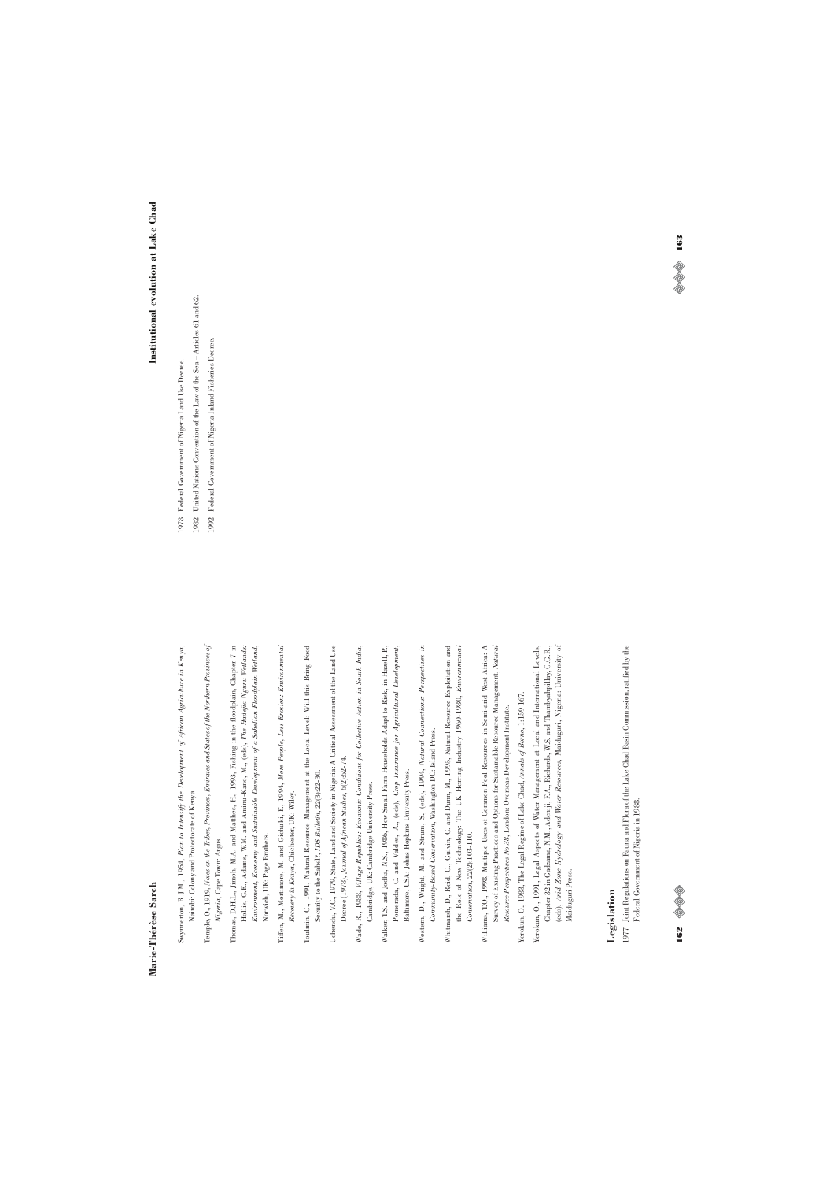Swynnerton, R.J.M., 1954, *Plan to Intensify the Development of African Agriculture in Kenya*, Nairobi: Colony and Protectorate of Kenya.

Temple, O., 1919, *Notes on the Tribes, Provinces, Emirates and States of the Northern Provinces of Nigeria*, Cape Town: Argus.

Thomas, D.H.L., Jimoh, M.A. and Matthes, H., 1993, Fishing in the floodplain, Chapter 7 in Hollis, G.E., Adams, W.M. and Aminu-Kano, M., (eds), *The Hadeja Nguru Wetlands: Environment, Economy and Sustainable Development of a Sahelian Floodplain Wetland*, Norwich, UK: Page Brothers.

Tiffen, M., Mortimore, M. and Gichuki, F., 1994, *More People, Less Erosion: Environmental Recovery in Kenya*, Chichester, UK: Wiley.

Toulmin, C., 1991, Natural Resource Management at the Local Level: Will this Bring Food Security to the Sahel?, *IDS Bulletin*, 22(3):22-30.

Uchendu, V.C., 1979, State, Land and Society in Nigeria: A Critical Assessment of the Land Use Decree (1978), *Journal of African Studies*, 6(2):62-74.

Wade, R., 1988, *Village Republics: Economic Conditions for Collective Action in South India*, Cambridge, UK: Cambridge University Press.

Walker, T.S. and Jodha, N.S., 1986, How Small Farm Households Adapt to Risk, in Hazell, P., Pomerada, C. and Valdes, A. (eds), *Crop Insurance for Agricultural Development*, Baltimore, USA: Johns Hopkins University Press.

Western, D., Wright, M. and Strum, S., (eds), 1994, *Natural Connections: Perspectives in Community-Based Conservation*, Washington DC: Island Press.

Whitmarsh, D., Reid, C., Gulvin, C. and Dunn, M., 1995, Natural Resource Exploitation and the Role of New Technology: The UK Herring Industry 1960-1980, *Environmental Conservation*, 22(2):103-110.

Williams, T.O., 1998, Multiple Uses of Common Pool Resources in Semi-arid West Africa: A Survey of Existing Practices and Options for Sustainable Resource Management, *Natural Resource Perspectives No.38*, London: Overseas Development Institute.

Yerokun, O., 1983, The Legal Regime of Lake Chad, *Annals of Borno*, 1:159-167.

Yerokun, O., 1991, Legal Aspects of Water Management at Local and International Levels, Chapter 32 in Gadzama, N.M., Adeniji, F.A., Richards, W.S. and Thambyahpillay, G.G.R., (eds), *Arid Zone Hydrology and Water Resources*, Maiduguri, Nigeria: University of Maiduguri Press.

## Legislation

1977 Joint Regulations on Fauna and Flora of the Lake Chad Basin Commission, ratified by the Federal Government of Nigeria in 1988.

1978 Federal Government of Nigeria Land Use Decree.

1982 United Nations Convention of the Law of the Sea – Articles 61 and 62.

1992 Federal Government of Nigeria Inland Fisheries Decree.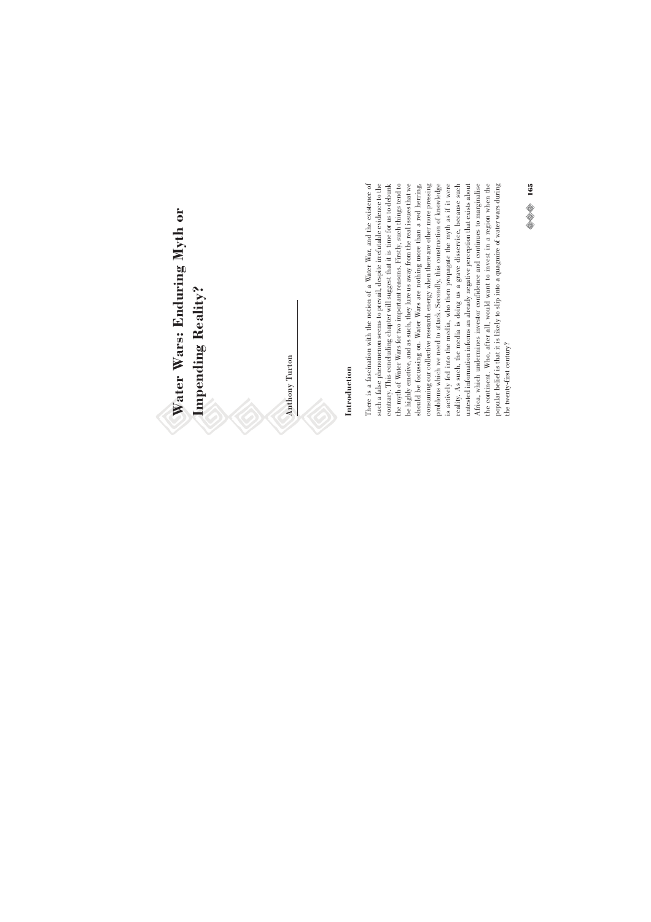# Water Wars: Enduring Myth or Impending Reality?

Anthony Turton

## Introduction

There is a fascination with the notion of a Water War, and the existence of such a false phenomenon seems to prevail, despite irrefutable evidence to the contrary. This concluding chapter will suggest that it is time for us to debunk the myth of Water Wars for two important reasons. Firstly, such things tend to be highly emotive, and as such, they lure us away from the real issues that we should be focussing on. Water Wars are nothing more than a red herring, consuming our collective research energy when there are other more pressing problems which we need to attack. Secondly, this construction of knowledge is actively fed into the media, who then propagate the myth as if it were reality. As such, the media is doing us a grave disservice, because such untested information informs an already negative perception that exists about Africa, which undermines investor confidence and continues to marginalise the continent. Who, after all, would want to invest in a region when the popular belief is that it is likely to slip into a quagmire of water wars during the twenty-first century?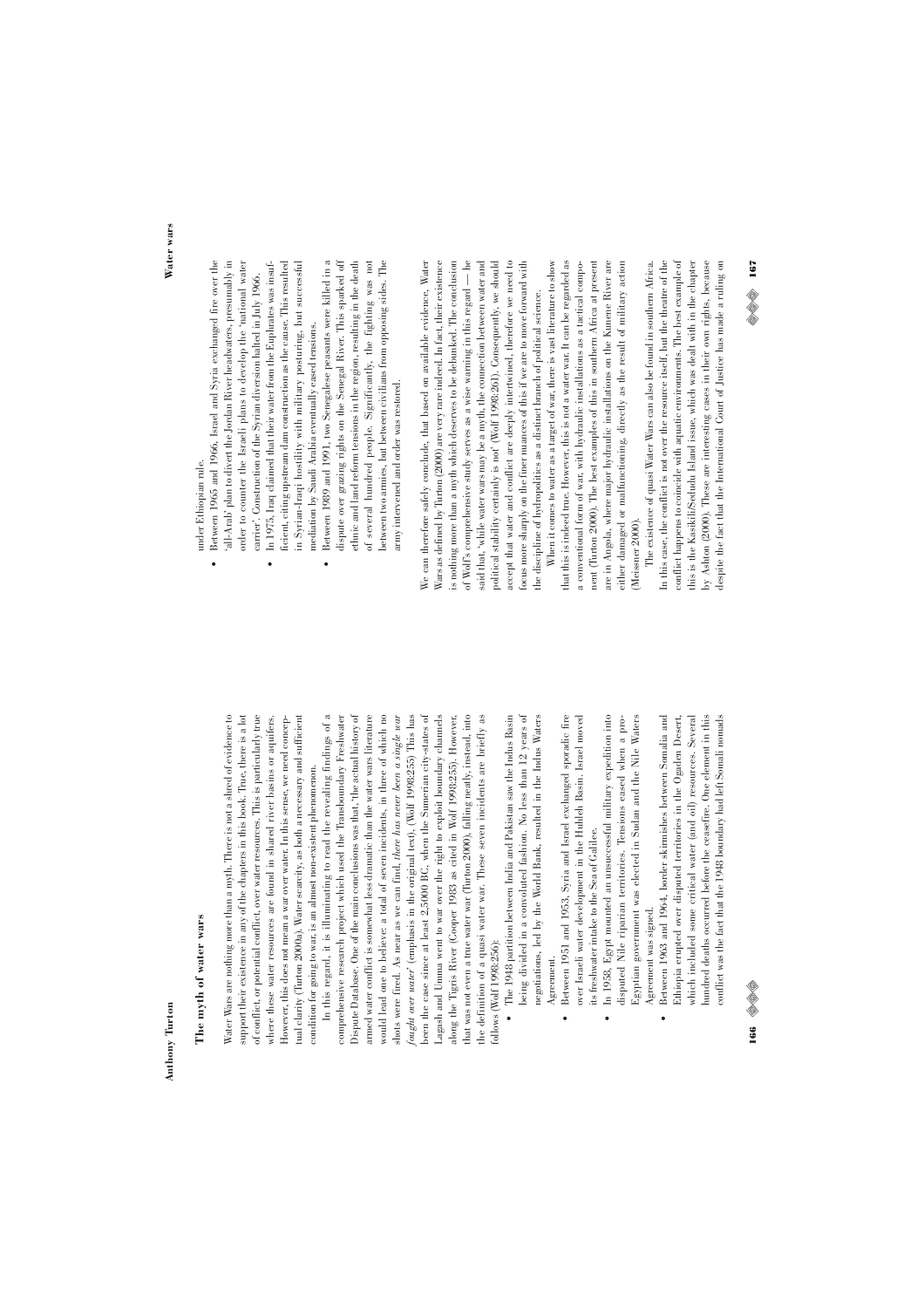## The myth of water wars

Water Wars are nothing more than a myth. There is not a shred of evidence to support their existence in any of the chapters in this book. True, there is a lot of conflict, or potential conflict, over water resources. This is particularly true where these water resources are found in shared river basins or aquifers. However, this does not mean a war over water. In this sense, we need conceptual clarity (Turton 2000a). Water scarcity, as both a necessary and sufficient condition for going to war, is an almost non-existent phenomenon.

In this regard, it is illuminating to read the revealing findings of a comprehensive research project which used the Transboundary Freshwater Dispute Database. One of the main conclusions was that, 'the actual history of armed water conflict is somewhat less dramatic than the water wars literature would lead one to believe: a total of seven incidents, in three of which no shots were fired. As near as we can find, *there has never been a single war fought over water*' (emphasis in the original text), (Wolf 1998:255) This has been the case since at least 2,5000 BC, when the Sumerian city-states of Lagash and Umma went to war over the right to exploit boundary channels along the Tigris River (Cooper 1983 as cited in Wolf 1998:255). However, that was not even a true water war (Turton 2000), falling neatly, instead, into the definition of a quasi water war. These seven incidents are briefly as follows (Wolf 1998:256):

- The 1948 partition between India and Pakistan saw the Indus Basin being divided in a convoluted fashion. No less than 12 years of negotiations, led by the World Bank, resulted in the Indus Waters Agreement.
- Between 1951 and 1953, Syria and Israel exchanged sporadic fire over Israeli water development in the Hubleh Basin. Israel moved its freshwater intake to the Sea of Galilee.
- In 1958, Egypt mounted an unsuccessful military expedition into disputed Nile riparian territories. Tensions eased when a pro-Egyptian government was elected in Sudan and the Nile Waters Agreement was signed.
- Between 1963 and 1964, border skirmishes between Somalia and Ethiopia erupted over disputed territories in the Ogaden Desert, which included some critical water (and oil) resources. Several hundred deaths occurred before the ceasefire. One element in this conflict was the fact that the 1948 boundary had left Somali nomads under Ethiopian rule.
- Between 1965 and 1966, Israel and Syria exchanged fire over the 'all-Arab' plan to divert the Jordan River headwaters, presumably in order to counter the Israeli plans to develop the 'national water carrier'. Construction of the Syrian diversion halted in July 1966.
- In 1975, Iraq claimed that their water from the Euphrates was insufficient, citing upstream dam construction as the cause. This resulted in Syrian-Iraqi hostility with military posturing, but successful mediation by Saudi Arabia eventually eased tensions.
- Between 1989 and 1991, two Senegalese peasants were killed in a dispute over grazing rights on the Senegal River. This sparked off ethnic and land reform tensions in the region, resulting in the death of several hundred people. Significantly, the fighting was not between two armies, but between civilians from opposing sides. The army intervened and order was restored.

We can therefore safely conclude, that based on available evidence, Water Wars as defined by Turton (2000) are very rare indeed. In fact, their existence is nothing more than a myth which deserves to be debunked. The conclusion of Wolf's comprehensive study serves as a wise warning in this regard — he said that, 'while water wars may be a myth, the connection between water and political stability certainly is not' (Wolf 1998:261). Consequently, we should accept that water and conflict are deeply intertwined, therefore we need to focus more sharply on the finer nuances of this if we are to move forward with the discipline of hydropolitics as a distinct branch of political science.

When it comes to water as a target of war, there is vast literature to show that this is indeed true. However, this is not a water war. It can be regarded as a conventional form of war, with hydraulic installations as a tactical component (Turton 2000). The best examples of this in southern Africa at present are in Angola, where major hydraulic installations on the Kunene River are either damaged or malfunctioning, directly as the result of military action (Meissner 2000).

The existence of quasi Water Wars can also be found in southern Africa. In this case, the conflict is not over the resource itself, but the theatre of the conflict happens to coincide with aquatic environments. The best example of this is the Kasikili/Sedudu Island issue, which was dealt with in the chapter by Ashton (2000). These are interesting cases in their own rights, because despite the fact that the International Court of Justice has made a ruling on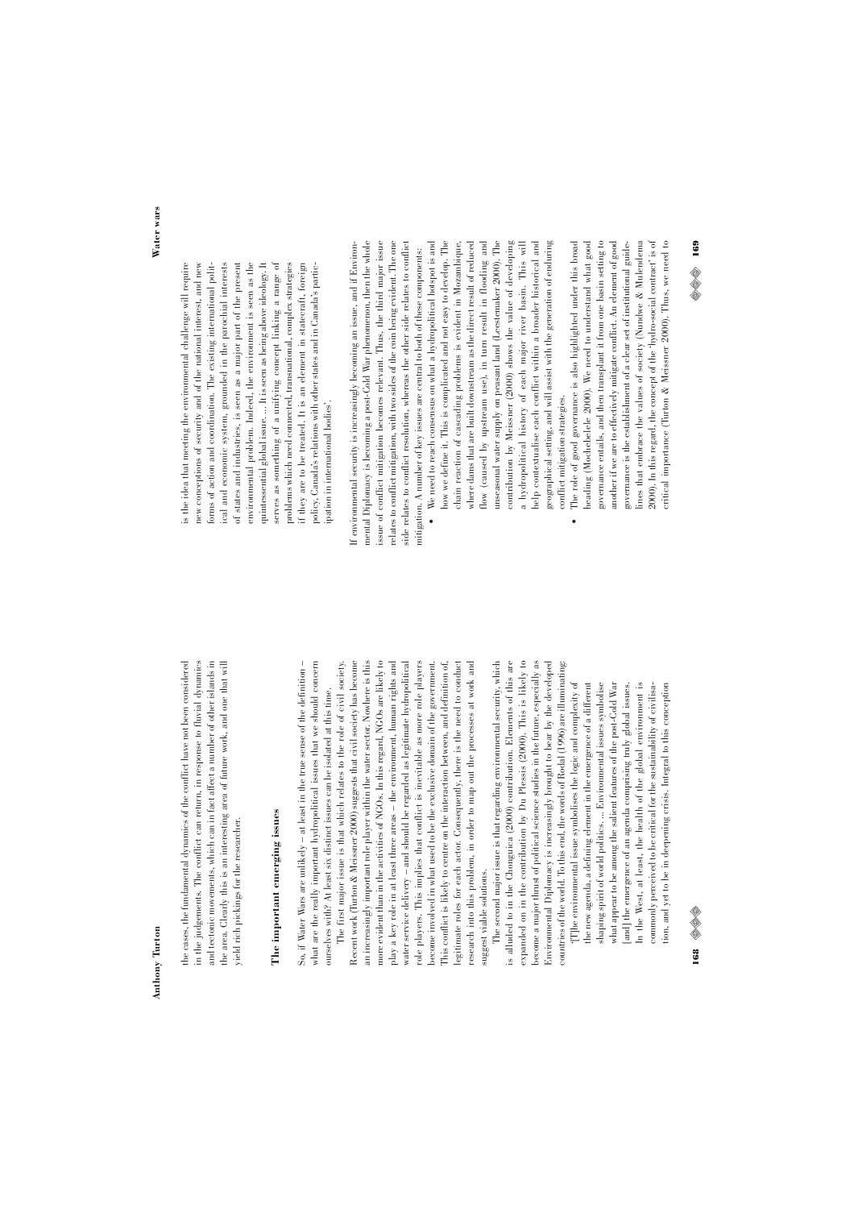the cases, the fundamental dynamics of the conflict have not been considered in the judgements. The conflict can return, in response to fluvial dynamics and tectonic movements, which can in fact affect a number of other islands in the area. Clearly this is an interesting area of future work, and one that will yield rich pickings for the researcher.

## The important emerging issues

So, if Water Wars are unlikely – at least in the true sense of the definition – what are the really important hydropolitical issues that we should concern ourselves with? At least six distinct issues can be isolated at this time.

The first major issue is that which relates to the role of civil society. Recent work (Turton & Meissner 2000) suggests that civil society has become an increasingly important role player within the water sector. Nowhere is this more evident than in the activities of NGOs. In this regard, NGOs are likely to play a key role in at least three areas – the environment, human rights and water service delivery – and should be regarded as legitimate hydropolitical role players. This implies that conflict is inevitable as more role players become involved in what used to be the exclusive domain of the government. This conflict is likely to centre on the interaction between, and definition of, legitimate roles for each actor. Consequently, there is the need to conduct research into this problem, in order to map out the processes at work and suggest viable solutions.

The second major issue is that regarding environmental security, which is alluded to in the Chonguica (2000) contribution. Elements of this are expanded on in the contribution by Du Plessis (2000). This is likely to become a major thrust of political science studies in the future, especially as Environmental Diplomacy is increasingly brought to bear by the developed countries of the world. To this end, the words of Rodal (1996) are illuminating:

> '[T]he environmental issue symbolises the logic and complexity of the new agenda, a defining element in the emergence of a different shaping spirit of world politics. ... Environmental issues symbolise what appear to be among the salient features of the post-Cold War [and] the emergence of an agenda comprising truly global issues. In the West, at least, the health of the global environment is commonly perceived to be critical for the sustainability of civilisation, and yet to be in deepening crisis. Integral to this conception is the idea that meeting the environmental challenge will require new conceptions of security and of the national interest, and new forms of action and coordination. The existing international political and economic system, grounded in the parochial interests of states and industries, is seen as a major part of the present environmental problem. Indeed, the environment is seen as the quintessential global issue. ... It is seen as being above ideology. It serves as something of a unifying concept linking a range of problems which need connected, transnational, complex strategies if they are to be treated. It is an element in statecraft, foreign policy, Canada's relations with other states and in Canada's participation in international bodies'.

If environmental security is increasingly becoming an issue, and if Environmental Diplomacy is becoming a post-Cold War phenomenon, then the whole issue of conflict mitigation becomes relevant. Thus, the third major issue relates to conflict mitigation, with two sides of the coin being evident. The one side relates to conflict resolution, whereas the other side relates to conflict mitigation. A number of key issues are central to both of these components:

- We need to reach consensus on what a hydropolitical hotspot is and how we define it. This is complicated and not easy to develop. The chain reaction of cascading problems is evident in Mozambique, where dams that are built downstream as the direct result of reduced flow (caused by upstream use), in turn result in flooding and unseasonal water supply on peasant land (Leestemaker 2000). The contribution by Meissner (2000) shows the value of developing a hydropolitical history of each major river basin. This will help contextualise each conflict within a broader historical and geographical setting, and will assist with the generation of enduring conflict mitigation strategies.
- The role of good governance is also highlighted under this broad heading (Mochebelele 2000). We need to understand what good governance entails, and then transplant it from one basin setting to another if we are to effectively mitigate conflict. An element of good governance is the establishment of a clear set of institutional guidelines that embrace the values of society (Nundwe & Mulendema 2000). In this regard, the concept of the 'hydro-social contract' is of critical importance (Turton & Meissner 2000). Thus, we need to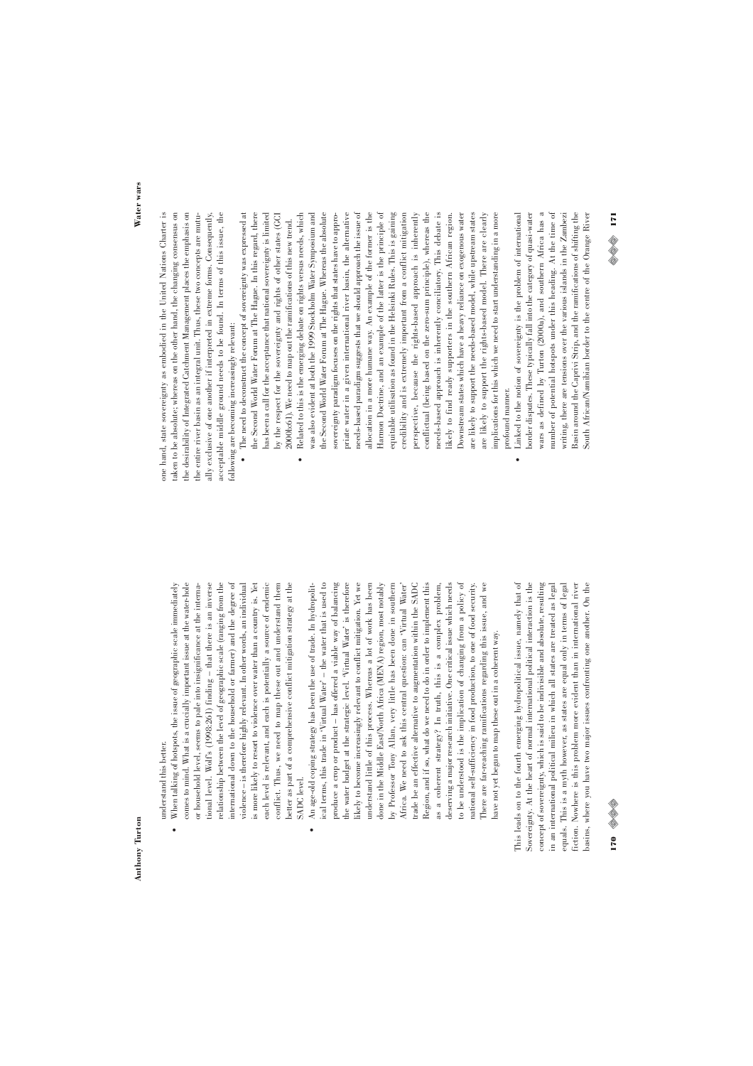understand this better.

- When talking of hotspots, the issue of geographic scale immediately comes to mind. What is a crucially important issue at the water-hole or household level, seems to pale into insignificance at the international level. Wolf's (1998:261) finding – that there is an inverse relationship between the level of geographic scale (ranging from the international down to the household or farmer) and the degree of violence – is therefore highly relevant. In other words, an individual is more likely to resort to violence over water than a country is. Yet each level is relevant, and each is potentially a source of endemic conflict. Thus, we need to map these out and understand them better as part of a comprehensive conflict mitigation strategy at the SADC level.
- An age-old coping strategy has been the use of trade. In hydropolitical terms, this trade in 'Virtual Water' – the water that is used to produce a crop or product – has offered a viable way of balancing the water budget at the strategic level. 'Virtual Water' is therefore likely to become increasingly relevant to conflict mitigation. Yet we understand little of this process. Whereas a lot of work has been done in the Middle East/North Africa (MENA) region, most notably by Professor Tony Allan, very little has been done in southern Africa. We need to ask this central question: can 'Virtual Water' trade be an effective alternative to augmentation within the SADC Region, and if so, what do we need to do in order to implement this as a coherent strategy? In truth, this is a complex problem, deserving a major research initiative. One critical issue which needs to be understood is the implication of changing from a policy of national self-sufficiency in food production, to one of food security. There are far-reaching ramifications regarding this issue, and we have not yet begun to map these out in a coherent way.

This leads on to the fourth emerging hydropolitical issue, namely that of Sovereignty. At the heart of normal international political interaction is the concept of sovereignty, which is said to be indivisible and absolute, resulting in an international political milieu in which all states are treated as legal equals. This is a myth however, as states are equal only in terms of legal fiction. Nowhere is this problem more evident than in international river basins, where you have two major issues confronting one another. On the one hand, state sovereignty as embodied in the United Nations Charter is taken to be absolute; whereas on the other hand, the changing consensus on the desirability of Integrated Catchment Management places the emphasis on the entire river basin as an integral unit. Thus, these two concepts are mutually exclusive of one another if interpreted in extreme forms. Consequently, acceptable middle ground needs to be found. In terms of this issue, the following are becoming increasingly relevant:

- The need to deconstruct the concept of sovereignty was expressed at the Second World Water Forum at The Hague. In this regard, there has been a call for the acceptance that national sovereignty is limited by the respect for the sovereignty and rights of other states (GCI 2000b:61). We need to map out the ramifications of this new trend.
- Related to this is the emerging debate on rights versus needs, which was also evident at both the 1999 Stockholm Water Symposium and the Second World Water Forum at The Hague. Whereas the absolute sovereignty paradigm focuses on the rights that states have to appropriate water in a given international river basin, the alternative needs-based paradigm suggests that we should approach the issue of allocation in a more humane way. An example of the former is the Harmon Doctrine, and an example of the latter is the principle of equitable utilisation as found in the Helsinki Rules. This is gaining credibility and is extremely important from a conflict mitigation perspective, because the rights-based approach is inherently conflictual (being based on the zero-sum principle), whereas the needs-based approach is inherently conciliatory. This debate is likely to find ready supporters in the southern African region. Downstream states which have a heavy reliance on exogenous water are likely to support the needs-based model, while upstream states are likely to support the rights-based model. There are clearly implications for this which we need to start understanding in a more profound manner.
- Linked to the notion of sovereignty is the problem of international border disputes. These typically fall into the category of quasi-water wars as defined by Turton (2000a), and southern Africa has a number of potential hotspots under this heading. At the time of writing, there are tensions over the various islands in the Zambezi Basin around the Caprivi Strip, and the ramifications of shifting the South African/Namibian border to the centre of the Orange River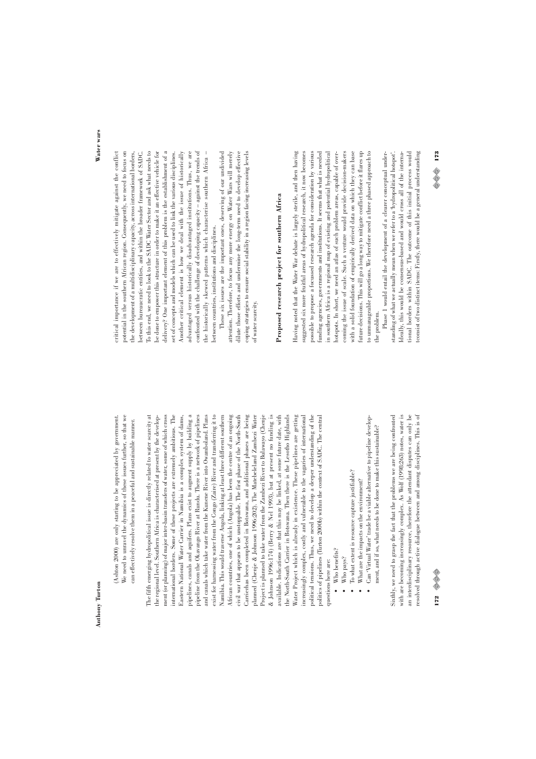(Ashton 2000) are only starting to be appreciated by government. We need to unravel the dynamics of these issues further, so that we can effectively resolve them in a peaceful and sustainable manner.

The fifth emerging hydropolitical issue is directly related to water scarcity at the regional level. Southern Africa is characterised at present by the development (or planning) of major inter-basin transfers of water, some of which cross international borders. Some of these projects are extremely ambitious. The Eastern National Water Carrier in Namibia is a complex system of dams, pipelines, canals and aquifers. Plans exist to augment supply by building a pipeline from the Okavango River at Rundu. There is a network of pipelines and canals which take water from the Kunene River into Owamboland. Plans exist for harnessing water from the Congo (Zaire) River and transferring it to Namibia. This would traverse Angola, linking at least three different southern African countries, one of which (Angola) has been the centre of an ongoing civil war that appears to be unstoppable. The first phase of the North-South Carrierhas been completed in Botswana, and additional phases are being planned (Chenje & Johnson 1996:202). The Matebeleland Zambezi Water Project is planned to take water from the Zambezi River to Bulawayo (Chenje & Johnson 1996:174) (Berry & Nel 1993), but at present no funding is available. Indications are that this may be linked, at some future date, with the North-South Carrier in Botswana. Then there is the Lesotho Highlands Water Project which is already in existence. These pipelines are getting increasingly complex, costly and vulnerable to the vagaries of international political tensions. Thus, we need to develop a deeper understanding of the politics of pipelines (Turton 2000b) within the context of SADC. The central questions here are:

- Who benefits?
- Who pays?
- To what extent is resource capture justifiable?
- What are the impacts on the environment?
- Can 'Virtual Water' trade be a viable alternative to pipeline development, and if so, what needs to be done to make this sustainable?

Sixthly, we need to grasp the fact that the problems we are being confronted with are becoming increasingly complex. As Wolf (1998:263) notes, water is an interdisciplinary resource, therefore the attendant disputes can only be resolved through active dialogue between and among disciplines. This is of critical importance if we are to effectively mitigate against the conflict potential in the southern African region. Consequently, we need to focus on the development of a multidisciplinary capacity, across international borders, between bureaucratic entities, and within the broader framework of SADC. To this end, we need to look to the SADC Water Sector and ask what needs to be done to empower this structure in order to make it an effective vehicle for delivery? One important element of this problem is the establishment of a set of concepts and models which can be used to link the various disciplines. Another critical element is how we deal with the issue of historically advantaged versus historically disadvantaged institutions. Thus, we are confronted with the challenge of developing capacity – against the trends of the historically skewed patterns which characterise southern Africa – between countries, institutions and disciplines.

These six issues are the important ones, deserving of our undivided attention. Therefore, to focus any more energy on Water Wars will merely dilute those efforts and undermine the long-term need to develop effective coping strategies to ensure social stability in a region facing increasing levels of water scarcity.

## Proposed research project for southern Africa

Having noted that the Water War debate is largely sterile, and then having suggested six more fruitful areas of hydropolitical research, it now becomes possible to propose a focussed research agenda for consideration by various funding agencies, governments and institutions. It seems that what is needed in southern Africa is a regional map of existing and potential hydropolitical hotspots. In short, we need an atlas of such problem areas, capable of overcoming the issue of scale. Such a venture would provide decision-makers with a solid foundation of empirically derived data on which they can base future decisions. This will go a long way to mitigate conflict before it flares up to unmanageable proportions. We therefore need a three phased approach to the problem.

Phase 1 would entail the development of a clearer conceptual understanding of what we actually mean when we refer to a 'hydropolitical hotspot'. Ideally, this would be consensus-based and would cross all of the international borders within SADC. The outcome of this initial process would consist of two distinct items: Firstly, there would be a general understanding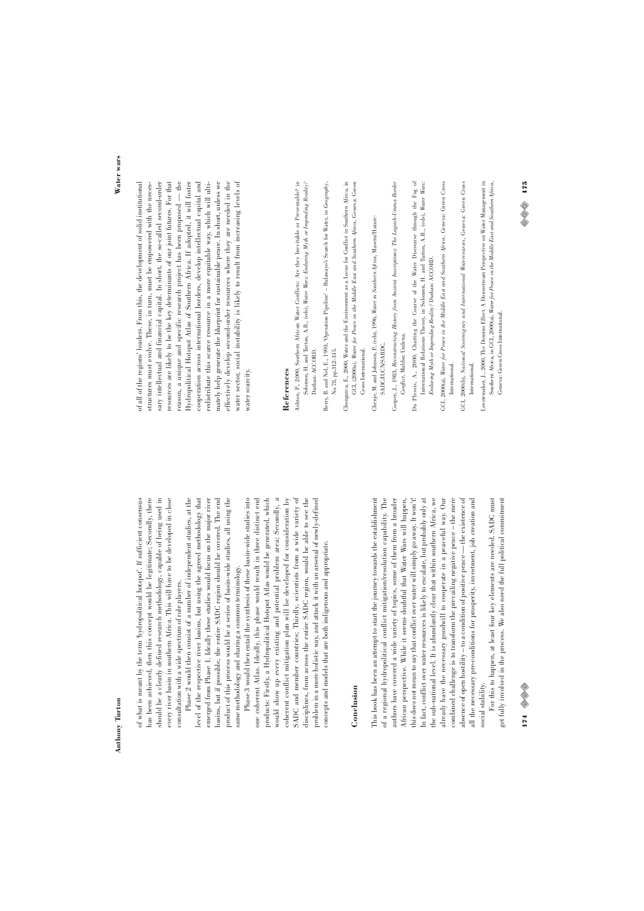of what is meant by the term 'hydropolitical hotspot'. If sufficient consensus has been achieved, then this concept would be legitimate; Secondly, there should be a clearly defined research methodology, capable of being used in every river basin in southern Africa. This will have to be developed in close consultation with a wide spectrum of role players.

Phase 2 would then consist of a number of independent studies, at the level of the respective river basins, but using the agreed methodology that emerged from Phase 1. Ideally these studies would focus on the major river basins, but if possible, the entire SADC region should be covered. The end product of this process would be a series of basin-wide studies, all using the same methodology and sharing a common terminology.

Phase 3 would then entail the synthesis of these basin-wide studies into one coherent Atlas. Ideally, this phase would result in three distinct end products: Firstly, a Hydropolitical Hotspot Atlas would be generated, which would show up every existing and potential problem area; Secondly, a coherent conflict mitigation plan will be developed for consideration by SADC and member countries; Thirdly, scientists from a wide variety of disciplines, from across the entire SADC region, would be able to see the problem in a more holistic way, and attack it with an arsenal of newly-defined concepts and models that are both indigenous and appropriate.

## Conclusion

This book has been an attempt to start the journey towards the establishment of a regional hydropolitical conflict mitigation/resolution capability. The authors have covered a wide variety of topics, some of them from a broader African perspective. While it seems doubtful that Water Wars will happen, this does not mean to say that conflict over water will simply go away. It won't! In fact, conflict over water resources is likely to escalate, but probably only at the sub-national level. It is abundantly clear that within southern Africa, we already have the necessary goodwill to cooperate in a peaceful way. Our combined challenge is to transform the prevailing negative peace – the mere absence of open hostility – to a condition of positive peace — the existence of all the necessary pre-conditions for prosperity, investment, job creation and social stability.

For this to happen, at least four key elements are needed. SADC must get fully involved in the process. We also need the full political commitment of all of the regions' leaders. From this, the development of solid institutional structures must evolve. These, in turn, must be empowered with the necessary intellectual and financial capital. In short, the so-called second-order resources are likely to be the key determinants of our joint futures. For that reason, a unique and specific research project has been proposed — the Hydropolitical Hotspot Atlas of Southern Africa. If adopted, it will foster cooperation across international borders, develop intellectual capital and redistribute this scarce resource in a more equitable way, which will ultimately help generate the blueprint for sustainable peace. In short, unless we effectively develop second-order resources where they are needed in the water sector, social instability is likely to result from increasing levels of water scarcity.

## References

Ashton, P., 2000, Southern African Water Conflicts: Are they Inevitable or Preventable? in Solomon, H. and Turton, A.R., (eds), *Water Wars: Enduring Myth or Impending Reality?* Durban: ACCORD.

Berry, B. and Nel, E., 1993, 'Operation Pipeline' – Bulawayo's Search for Water, in *Geography*, No.78, pp.312-315.

Chonguiça, E., 2000, Water and the Environment as a Locus for Conflict in Southern Africa, in GCI, (2000a), *Water for Peace in the Middle East and Southern Africa*, Geneva: Green Cross International.

Chenje, M. and Johnson, P., (eds), 1996, *Water in Southern Africa*, Maseru/Harare: SADC/IUCN/SARDC.

Cooper, J., 1983, *Reconstructing History from Ancient Inscriptions: The Lagash-Umma Border Conflict*, Malibu: Undena.

Du Plessis, A., 2000, Charting the Course of the Water Discourse through the Fog of International Relations Theory, in Solomon, H. and Turton, A.R., (eds), *Water Wars: Enduring Myth or Impending Reality?* Durban: ACCORD.

GCI, 2000(a), *Water for Peace in the Middle East and Southern Africa*, Geneva: Green Cross International.

GCI, 2000(b), *National Sovereignty and International Watercourses*, Geneva: Green Cross International.

Leestemaker, J., 2000, The Domino Effect. A Downstream Perspective on Water Management in Southern Africa, in GCI, 2000(a), *Water for Peace in the Middle East and Southern Africa*, Geneva: Green Cross International.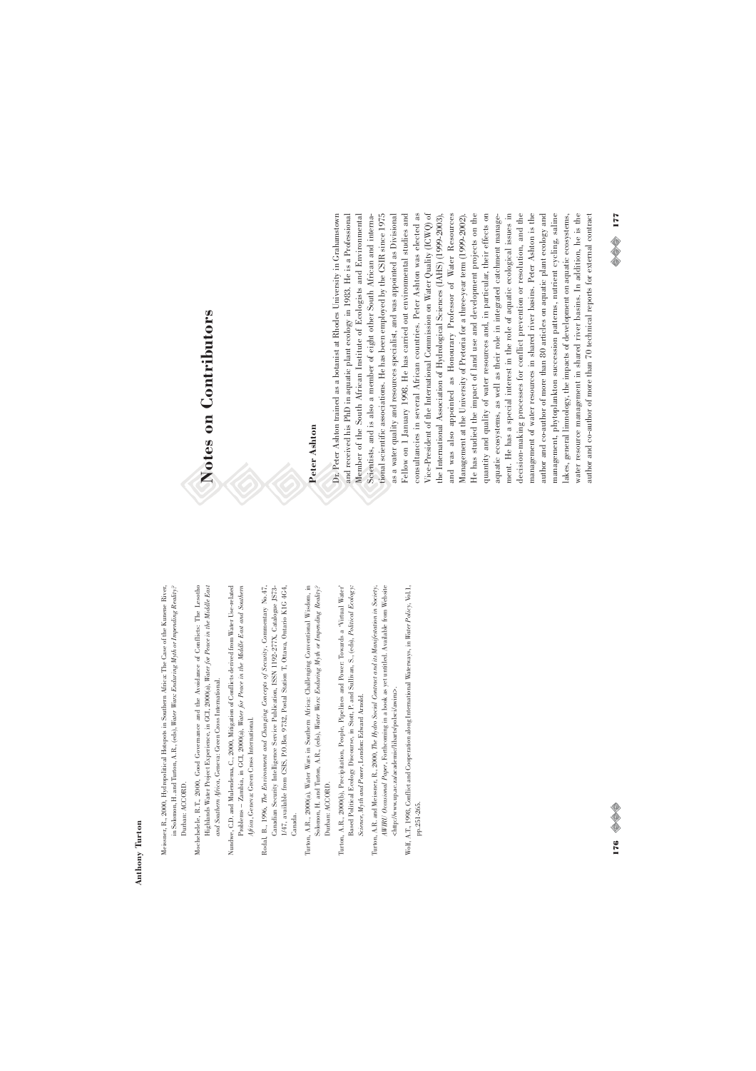Meissner, R., 2000, Hydropolitical Hotspots in Southern Africa: The Case of the Kunene River, in Solomon, H. and Turton, A.R., (eds), *Water Wars: Enduring Myth or Impending Reality?* Durban: ACCORD.

Mochebelele, R.T., 2000, Good Governance and the Avoidance of Conflicts: The Lesotho Highlands Water Project Experience, in GCI, 2000(a), *Water for Peace in the Middle East and Southern Africa*, Geneva: Green Cross International.

Nandwe, C.D. and Mulendema, C., 2000, Mitigation of Conflicts derived from Water Use-related Problems – Zambia, in GCI, 2000(a), *Water for Peace in the Middle East and Southern Africa*, Geneva: Green Cross International.

Rodal, B., 1996, *The Environment and Changing Concepts of Security*, Commentary No.47, Canadian Security Intelligence Service Publication, ISSN 1192-277X, Catalogue JS73-1/47, available from CSIS, P.O Box 9732, Postal Station T, Ottawa, Ontario K1G 4G4, Canada.

Turton, A.R., 2000(a), Water Wars in Southern Africa: Challenging Conventional Wisdom, in Solomon, H. and Turton, A.R., (eds), *Water Wars: Enduring Myth or Impending Reality?* Durban: ACCORD.

Turton, A.R., 2000(b), Precipitation, People, Pipelines and Power: Towards a 'Virtual Water' Based Political Ecology Discourse, in Stott, P. and Sullivan, S., (eds), *Political Ecology: Science, Myth and Power*, London: Edward Arnold.

Turton, A.R. and Meissner, R., 2000, *The Hydro Social Contract and its Manifestation in Society*, *AWIRU Occasional Paper*, Forthcoming in a book as yet untitled. Available from Website <http://www.up.ac.za/academic/libarts/polsci/awiru>.

Wolf, A.T., 1998, Conflict and Cooperation along International Waterways, in *Water Policy*, Vol.1, pp.251-265.

# Notes on Contributors

## Peter Ashton

Dr. Peter Ashton trained as a botanist at Rhodes University in Grahamstown and received his PhD in aquatic plant ecology in 1983. He is a Professional Member of the South African Institute of Ecologists and Environmental Scientists, and is also a member of eight other South African and international scientific associations. He has been employed by the CSIR since 1975 as a water quality and resources specialist, and was appointed as Divisional Fellow on 1 January 1998. He has carried out environmental studies and consultancies in several African countries. Peter Ashton was elected as Vice-President of the International Commission on Water Quality (ICWQ) of the International Association of Hydrological Sciences (IAHS) (1999-2003), and was also appointed as Honourary Professor of Water Resources Management at the University of Pretoria for a three-year term (1999-2002). He has studied the impact of land use and development projects on the quantity and quality of water resources and, in particular, their effects on aquatic ecosystems, as well as their role in integrated catchment management. He has a special interest in the role of aquatic ecological issues in decision-making processes for conflict prevention or resolution, and the management of water resources in shared river basins. Peter Ashton is the author and co-author of more than 80 articles on aquatic plant ecology and management, phytoplankton succession patterns, nutrient cycling, saline lakes, general limnology, the impacts of development on aquatic ecosystems, water resource management in shared river basins. In addition, he is the author and co-author of more than 70 technical reports for external contract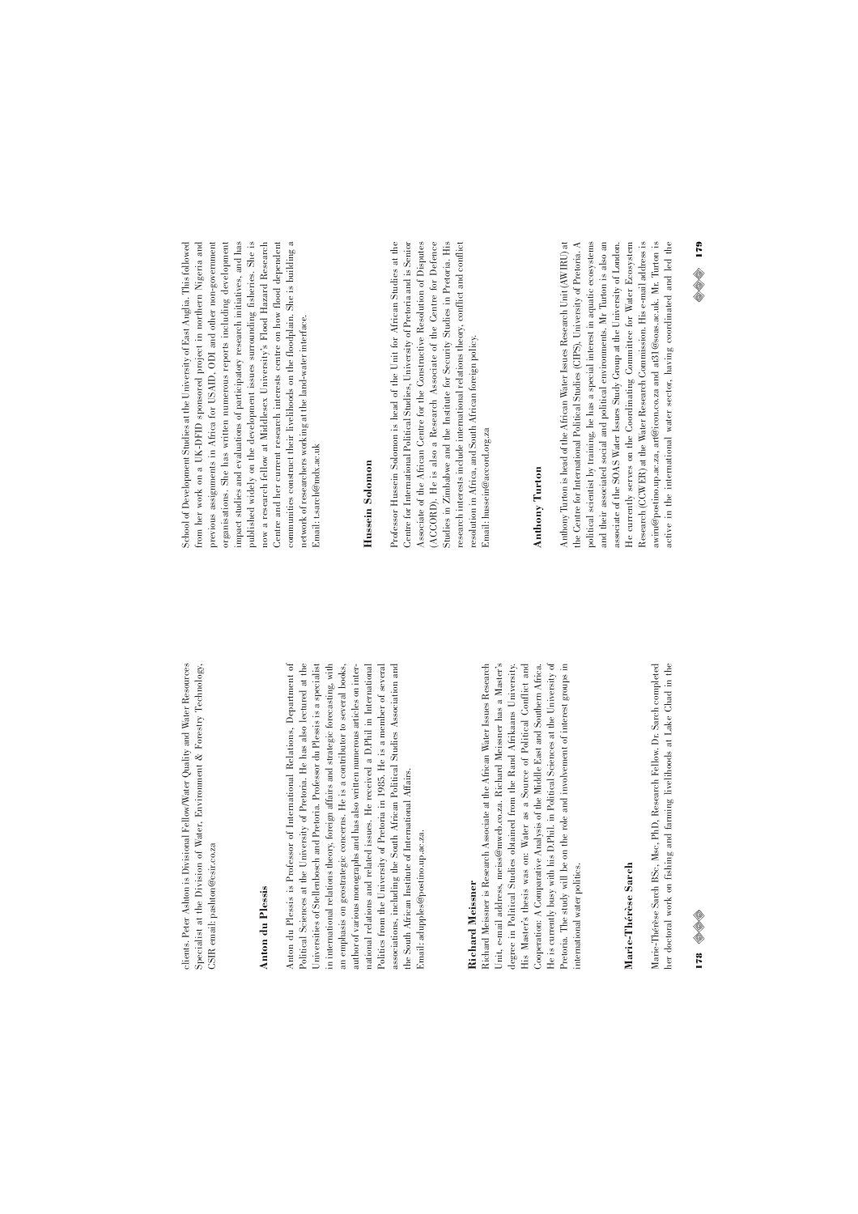clients. Peter Ashton is Divisional Fellow/Water Quality and Water Resources Specialist at the Division of Water, Environment & Forestry Technology, CSIR email: pashton@csir.co.za

## Anton du Plessis

Anton du Plessis is Professor of International Relations, Department of Political Sciences at the University of Pretoria. He has also lectured at the Universities of Stellenbosch and Pretoria. Professor du Plessis is a specialist in international relations theory, foreign affairs and strategic forecasting, with an emphasis on geostrategic concerns. He is a contributor to several books, author of various monographs and has also written numerous articles on international relations and related issues. He received a D.Phil in International Politics from the University of Pretoria in 1985. He is a member of several associations, including the South African Political Studies Association and the South African Institute of International Affairs.
Email: adupples@postino.up.ac.za.

## Richard Meissner

Richard Meissner is Research Associate at the African Water Issues Research Unit, e-mail address, meiss@mweb.co.za. Richard Meissner has a Master's degree in Political Studies obtained from the Rand Afrikaans University. His Master's thesis was on: Water as a Source of Political Conflict and Cooperation: A Comparative Analysis of the Middle East and Southern Africa. He is currently busy with his D.Phil. in Political Sciences at the University of Pretoria. The study will be on the role and involvement of interest groups in international water politics.

## Marie-Thérèse Sarch

Marie-Thérèse Sarch BSc, Msc, PhD, Research Fellow. Dr. Sarch completed her doctoral work on fishing and farming livelihoods at Lake Chad in the School of Development Studies at the University of East Anglia. This followed from her work on a UK-DFID sponsored project in northern Nigeria and previous assignments in Africa for USAID, ODI and other non-government organisations. She has written numerous reports including development impact studies and evaluations of participatory research initiatives, and has published widely on the development issues surrounding fisheries. She is now a research fellow at Middlesex University's Flood Hazard Research Centre and her current research interests centre on how flood dependent communities construct their livelihoods on the floodplain. She is building a network of researchers working at the land-water interface.
Email: t.sarch@mdx.ac.uk

## Hussein Solomon

Professor Hussein Solomon is head of the Unit for African Studies at the Centre for International Political Studies, University of Pretoria and is Senior Associate of the African Centre for the Constructive Resolution of Disputes (ACCORD). He is also a Research Associate of the Centre for Defence Studies in Zimbabwe and the Institute for Security Studies in Pretoria. His research interests include international relations theory, conflict and conflict resolution in Africa, and South African foreign policy.
Email: hussein@accord.org.za

## Anthony Turton

Anthony Turton is head of the African Water Issues Research Unit (AWIRU) at the Centre for International Political Studies (CIPS), University of Pretoria. A political scientist by training, he has a special interest in aquatic ecosystems and their associated social and political environments. Mr Turton is also an associate of the SOAS Water Issues Study Group at the University of London. He currently serves on the Coordinating Committee for Water Ecosystem Research (CCWER) at the Water Research Commission. His e-mail address is awiru@postino.up.ac.za, art@icon.co.za and at31@soas.ac.uk. Mr. Turton is active in the international water sector, having coordinated and led the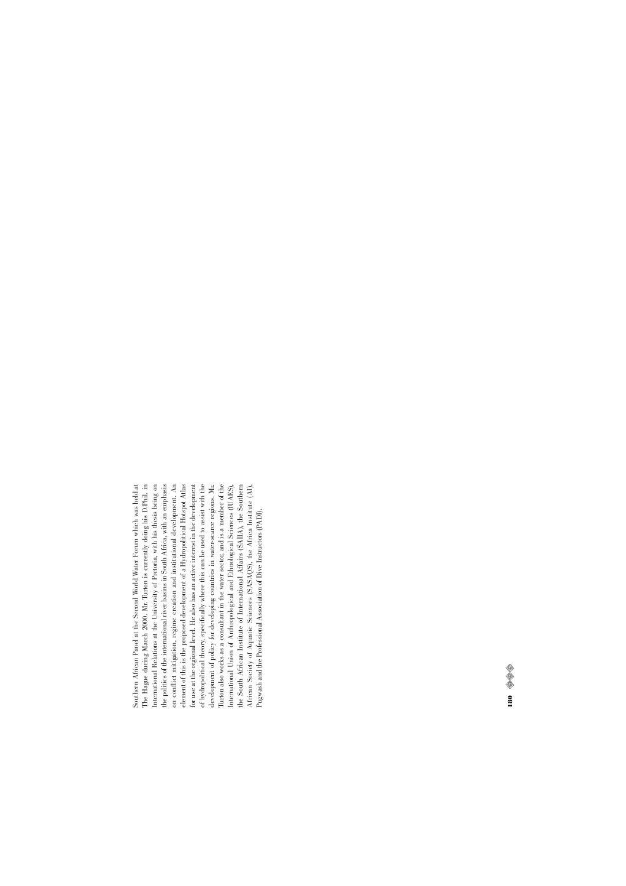Southern African Panel at the Second World Water Forum which was held at The Hague during March 2000. Mr. Turton is currently doing his D.Phil. in International Relations at the University of Pretoria, with his thesis being on the politics of the international river basins in South Africa, with an emphasis on conflict mitigation, regime creation and institutional development. An element of this is the proposed development of a Hydropolitical Hotspot Atlas for use at the regional level. He also has an active interest in the development of hydropolitical theory, specifically where this can be used to assist with the development of policy for developing countries in water-scarce regions. Mr. Turton also works as a consultant in the water sector, and is a member of the International Union of Anthropological and Ethnological Sciences (IUAES), the South African Institute of International Affairs (SAIIA), the Southern African Society of Aquatic Sciences (SASAQS), the Africa Institute (AI), Pugwash and the Professional Association of Dive Instructors (PADI).